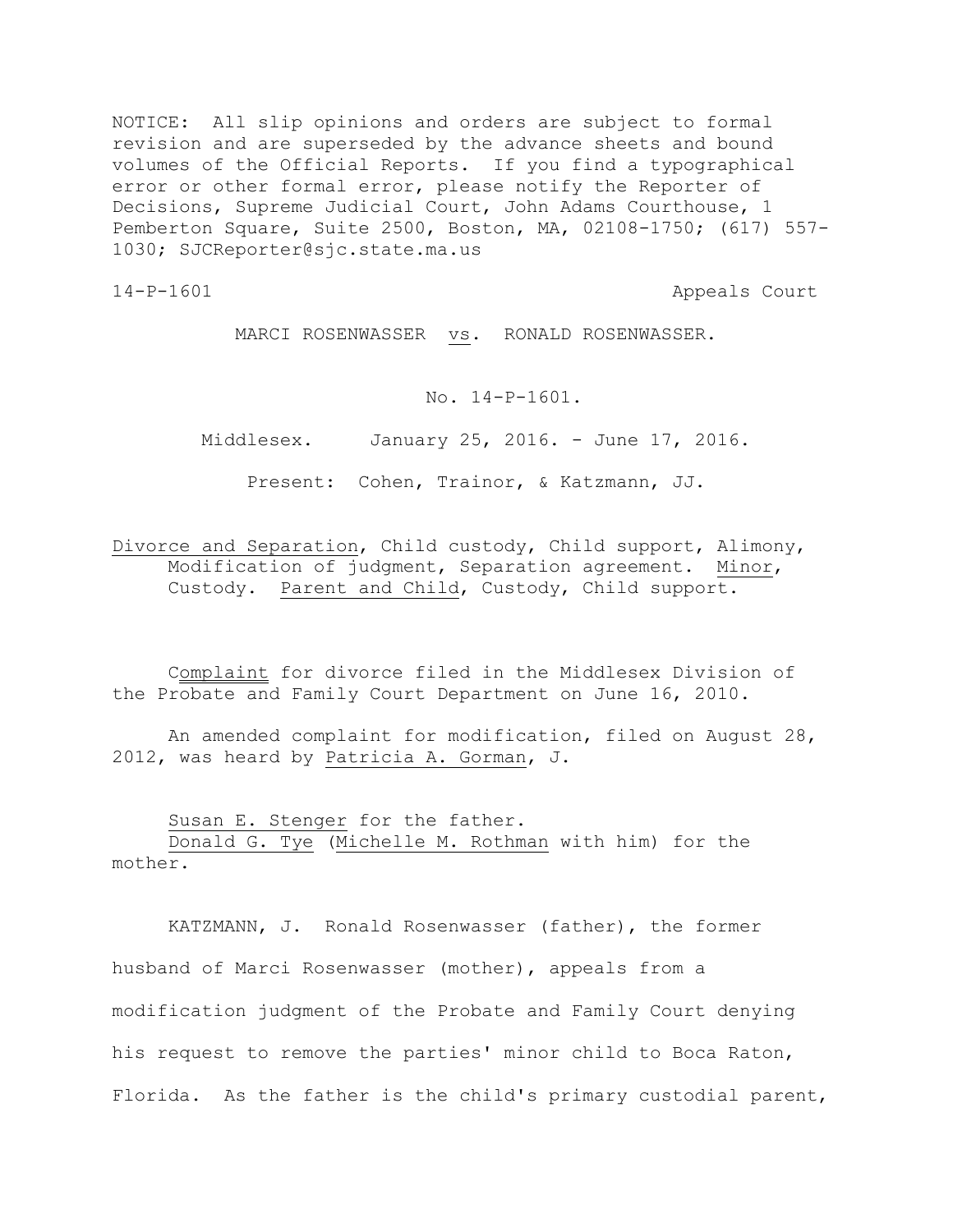NOTICE: All slip opinions and orders are subject to formal revision and are superseded by the advance sheets and bound volumes of the Official Reports. If you find a typographical error or other formal error, please notify the Reporter of Decisions, Supreme Judicial Court, John Adams Courthouse, 1 Pemberton Square, Suite 2500, Boston, MA, 02108-1750; (617) 557-1030; SJCReporter@sjc.state.ma.us

14-P-1601 Appeals Court

MARCI ROSENWASSER vs. RONALD ROSENWASSER.

No. 14-P-1601.

Middlesex. January 25, 2016. - June 17, 2016.

Present: Cohen, Trainor, & Katzmann, JJ.

Divorce and Separation, Child custody, Child support, Alimony, Modification of judgment, Separation agreement. Minor, Custody. Parent and Child, Custody, Child support.

Complaint for divorce filed in the Middlesex Division of the Probate and Family Court Department on June 16, 2010.

An amended complaint for modification, filed on August 28, 2012, was heard by Patricia A. Gorman, J.

Susan E. Stenger for the father.
Donald G. Tye (Michelle M. Rothman with him) for the mother.

KATZMANN, J. Ronald Rosenwasser (father), the former husband of Marci Rosenwasser (mother), appeals from a modification judgment of the Probate and Family Court denying his request to remove the parties' minor child to Boca Raton, Florida. As the father is the child's primary custodial parent,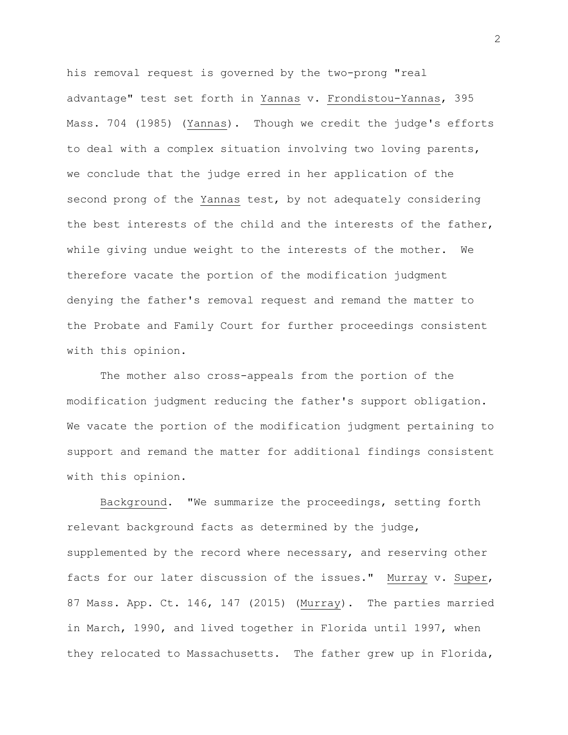his removal request is governed by the two-prong "real advantage" test set forth in Yannas v. Frondistou-Yannas, 395 Mass. 704 (1985) (Yannas). Though we credit the judge's efforts to deal with a complex situation involving two loving parents, we conclude that the judge erred in her application of the second prong of the Yannas test, by not adequately considering the best interests of the child and the interests of the father, while giving undue weight to the interests of the mother. We therefore vacate the portion of the modification judgment denying the father's removal request and remand the matter to the Probate and Family Court for further proceedings consistent with this opinion.

The mother also cross-appeals from the portion of the modification judgment reducing the father's support obligation. We vacate the portion of the modification judgment pertaining to support and remand the matter for additional findings consistent with this opinion.

Background. "We summarize the proceedings, setting forth relevant background facts as determined by the judge, supplemented by the record where necessary, and reserving other facts for our later discussion of the issues." Murray v. Super, 87 Mass. App. Ct. 146, 147 (2015) (Murray). The parties married in March, 1990, and lived together in Florida until 1997, when they relocated to Massachusetts. The father grew up in Florida,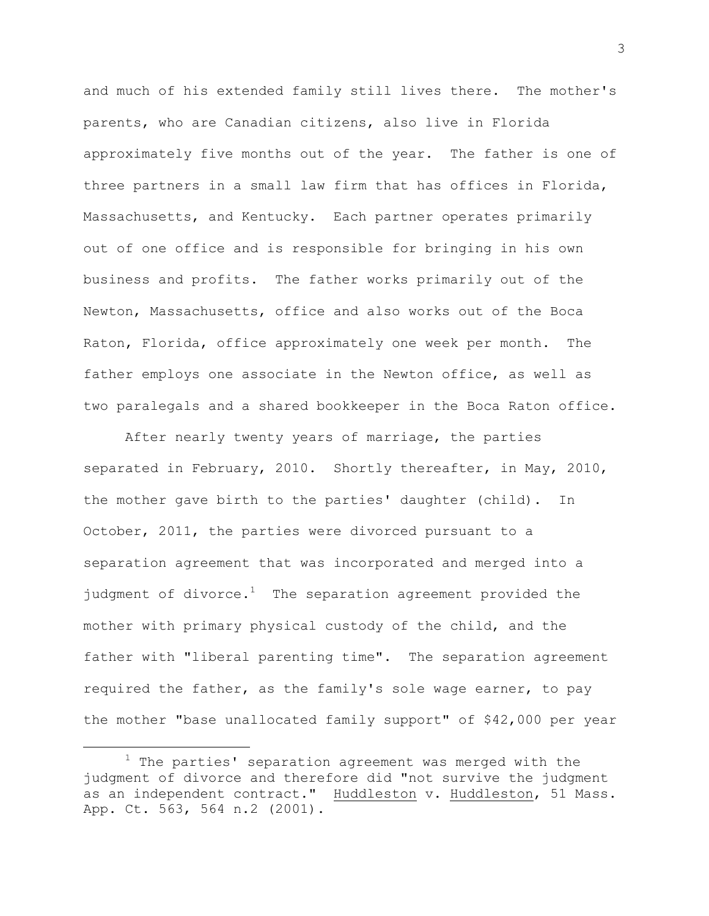and much of his extended family still lives there. The mother's parents, who are Canadian citizens, also live in Florida approximately five months out of the year. The father is one of three partners in a small law firm that has offices in Florida, Massachusetts, and Kentucky. Each partner operates primarily out of one office and is responsible for bringing in his own business and profits. The father works primarily out of the Newton, Massachusetts, office and also works out of the Boca Raton, Florida, office approximately one week per month. The father employs one associate in the Newton office, as well as two paralegals and a shared bookkeeper in the Boca Raton office.

After nearly twenty years of marriage, the parties separated in February, 2010. Shortly thereafter, in May, 2010, the mother gave birth to the parties' daughter (child). In October, 2011, the parties were divorced pursuant to a separation agreement that was incorporated and merged into a judgment of divorce.[1] The separation agreement provided the mother with primary physical custody of the child, and the father with "liberal parenting time". The separation agreement required the father, as the family's sole wage earner, to pay the mother "base unallocated family support" of $42,000 per year

[1] The parties' separation agreement was merged with the judgment of divorce and therefore did "not survive the judgment as an independent contract." Huddleston v. Huddleston, 51 Mass. App. Ct. 563, 564 n.2 (2001).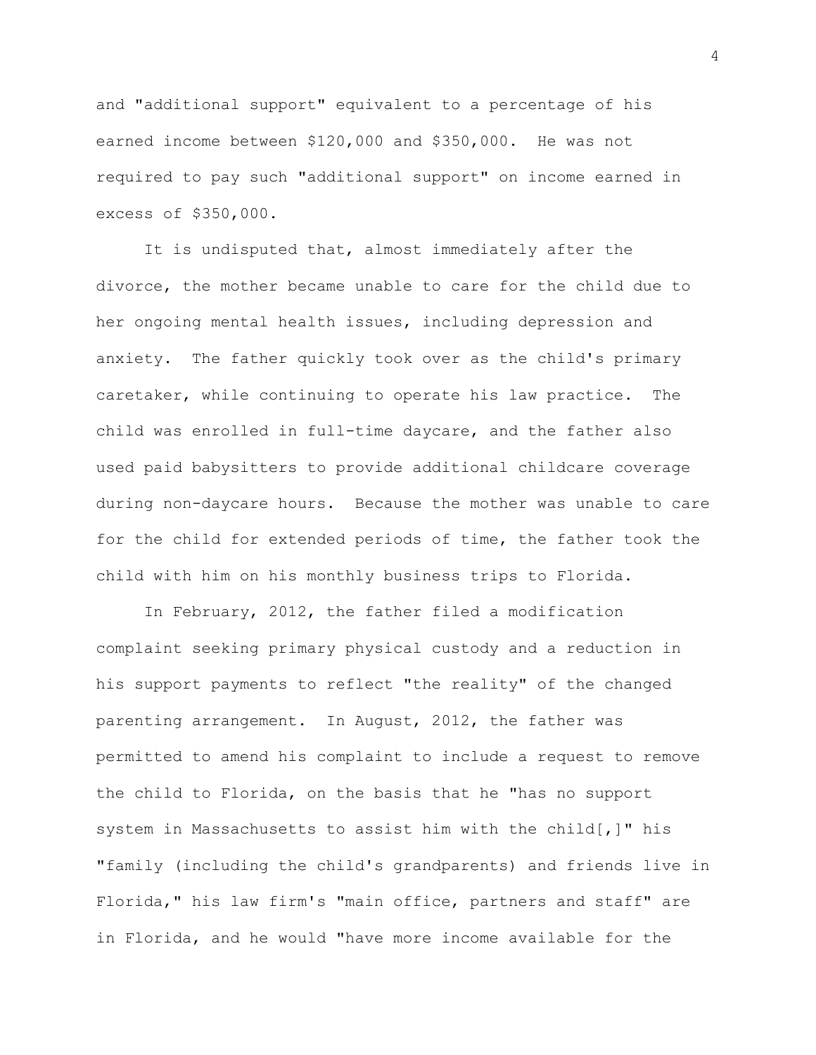and "additional support" equivalent to a percentage of his earned income between $120,000 and $350,000. He was not required to pay such "additional support" on income earned in excess of $350,000.

It is undisputed that, almost immediately after the divorce, the mother became unable to care for the child due to her ongoing mental health issues, including depression and anxiety. The father quickly took over as the child's primary caretaker, while continuing to operate his law practice. The child was enrolled in full-time daycare, and the father also used paid babysitters to provide additional childcare coverage during non-daycare hours. Because the mother was unable to care for the child for extended periods of time, the father took the child with him on his monthly business trips to Florida.

In February, 2012, the father filed a modification complaint seeking primary physical custody and a reduction in his support payments to reflect "the reality" of the changed parenting arrangement. In August, 2012, the father was permitted to amend his complaint to include a request to remove the child to Florida, on the basis that he "has no support system in Massachusetts to assist him with the child[,]" his "family (including the child's grandparents) and friends live in Florida," his law firm's "main office, partners and staff" are in Florida, and he would "have more income available for the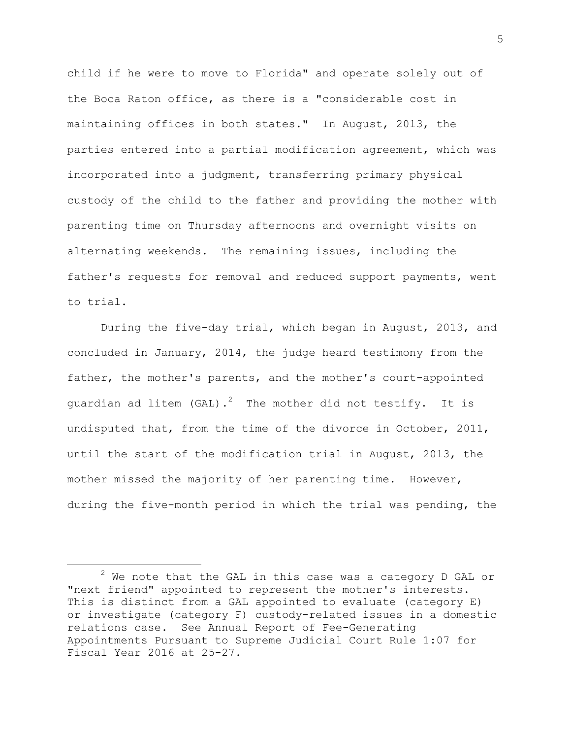child if he were to move to Florida" and operate solely out of the Boca Raton office, as there is a "considerable cost in maintaining offices in both states." In August, 2013, the parties entered into a partial modification agreement, which was incorporated into a judgment, transferring primary physical custody of the child to the father and providing the mother with parenting time on Thursday afternoons and overnight visits on alternating weekends. The remaining issues, including the father's requests for removal and reduced support payments, went to trial.

During the five-day trial, which began in August, 2013, and concluded in January, 2014, the judge heard testimony from the father, the mother's parents, and the mother's court-appointed guardian ad litem (GAL).[2] The mother did not testify. It is undisputed that, from the time of the divorce in October, 2011, until the start of the modification trial in August, 2013, the mother missed the majority of her parenting time. However, during the five-month period in which the trial was pending, the

---

[2] We note that the GAL in this case was a category D GAL or "next friend" appointed to represent the mother's interests. This is distinct from a GAL appointed to evaluate (category E) or investigate (category F) custody-related issues in a domestic relations case. See Annual Report of Fee-Generating Appointments Pursuant to Supreme Judicial Court Rule 1:07 for Fiscal Year 2016 at 25-27.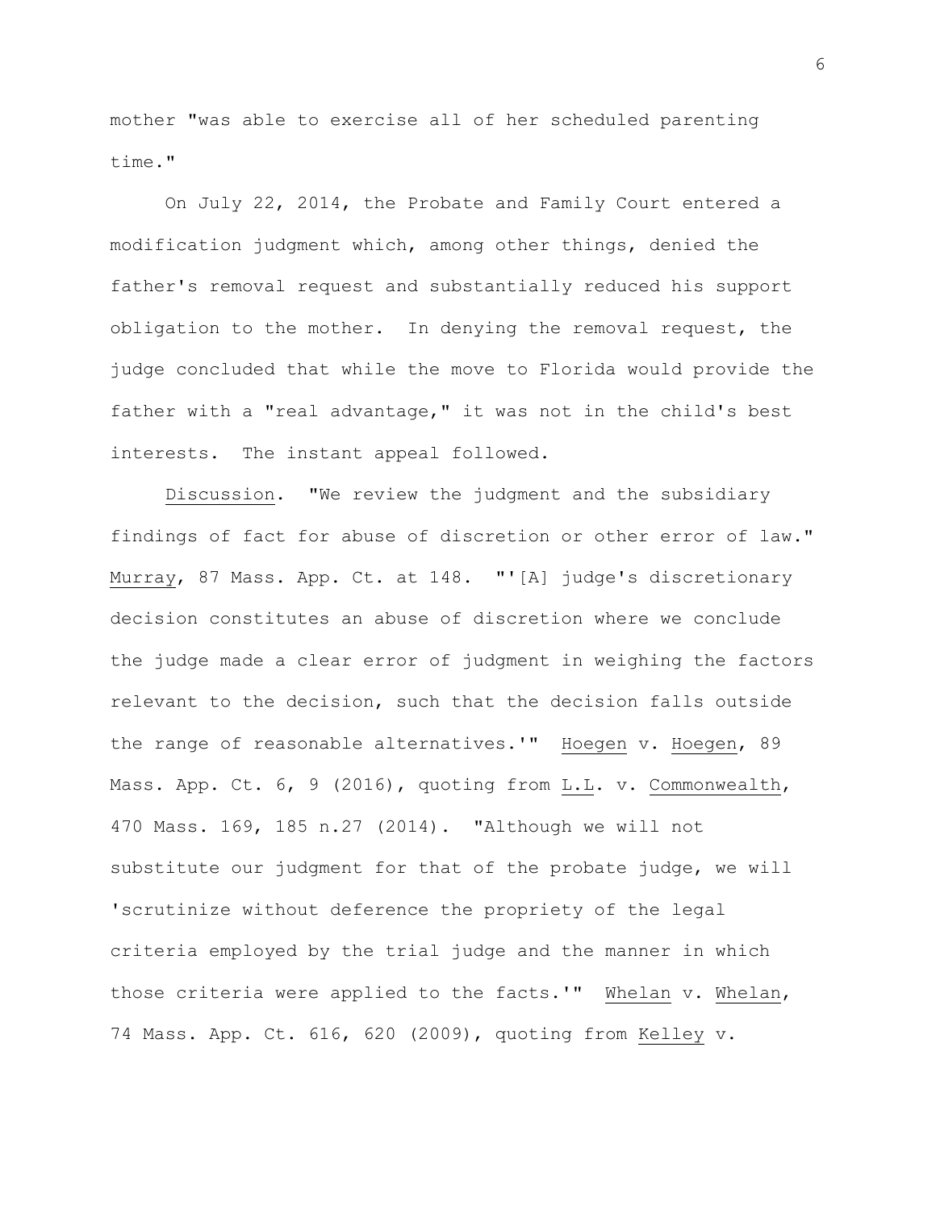mother "was able to exercise all of her scheduled parenting time."

On July 22, 2014, the Probate and Family Court entered a modification judgment which, among other things, denied the father's removal request and substantially reduced his support obligation to the mother. In denying the removal request, the judge concluded that while the move to Florida would provide the father with a "real advantage," it was not in the child's best interests. The instant appeal followed.

Discussion. "We review the judgment and the subsidiary findings of fact for abuse of discretion or other error of law." Murray, 87 Mass. App. Ct. at 148. "'[A] judge's discretionary decision constitutes an abuse of discretion where we conclude the judge made a clear error of judgment in weighing the factors relevant to the decision, such that the decision falls outside the range of reasonable alternatives.'" Hoegen v. Hoegen, 89 Mass. App. Ct. 6, 9 (2016), quoting from L.L. v. Commonwealth, 470 Mass. 169, 185 n.27 (2014). "Although we will not substitute our judgment for that of the probate judge, we will 'scrutinize without deference the propriety of the legal criteria employed by the trial judge and the manner in which those criteria were applied to the facts.'" Whelan v. Whelan, 74 Mass. App. Ct. 616, 620 (2009), quoting from Kelley v.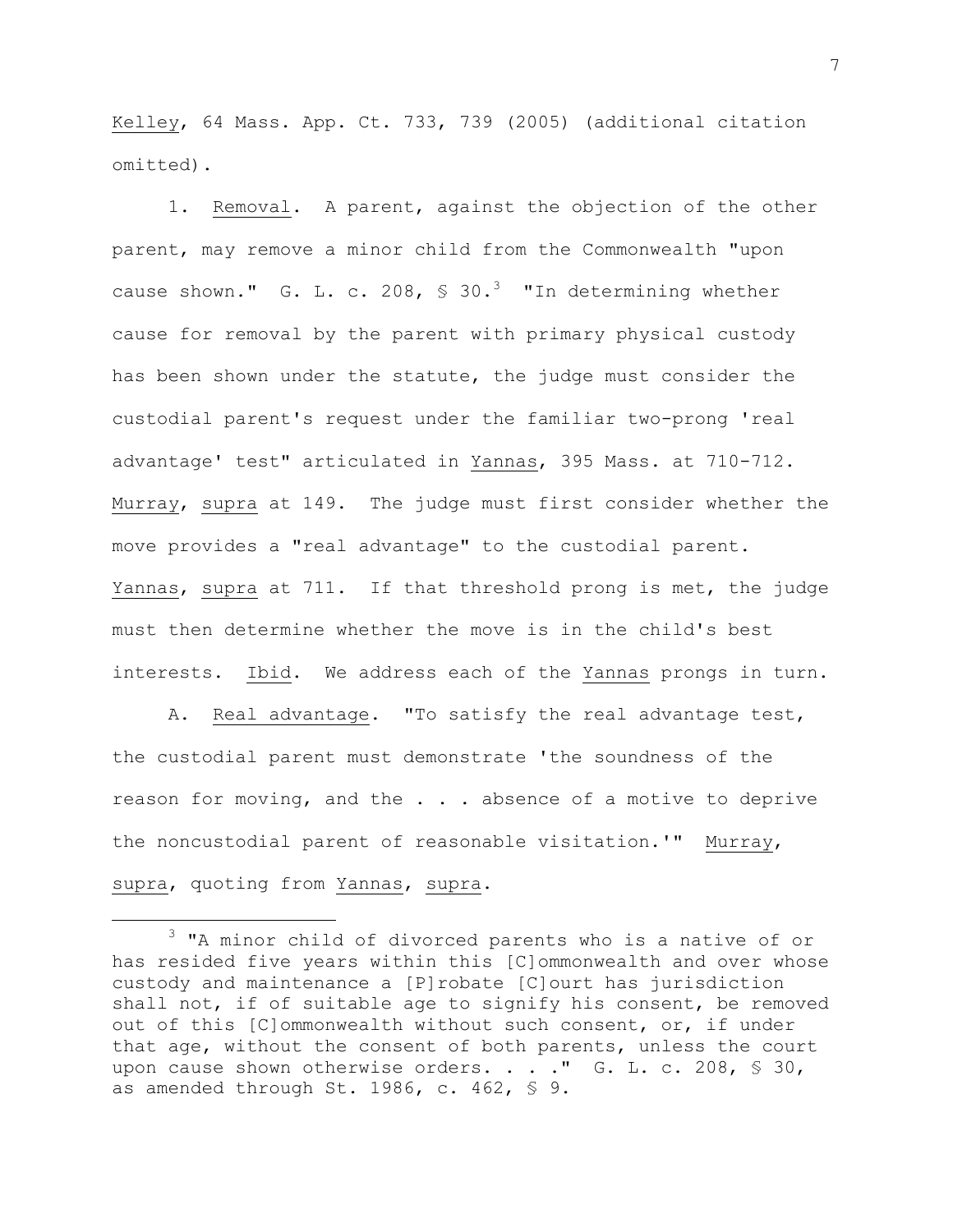Kelley, 64 Mass. App. Ct. 733, 739 (2005) (additional citation omitted).

1. Removal. A parent, against the objection of the other parent, may remove a minor child from the Commonwealth "upon cause shown." G. L. c. 208, § 30.[3] "In determining whether cause for removal by the parent with primary physical custody has been shown under the statute, the judge must consider the custodial parent's request under the familiar two-prong 'real advantage' test" articulated in Yannas, 395 Mass. at 710-712. Murray, supra at 149. The judge must first consider whether the move provides a "real advantage" to the custodial parent. Yannas, supra at 711. If that threshold prong is met, the judge must then determine whether the move is in the child's best interests. Ibid. We address each of the Yannas prongs in turn.

A. Real advantage. "To satisfy the real advantage test, the custodial parent must demonstrate 'the soundness of the reason for moving, and the . . . absence of a motive to deprive the noncustodial parent of reasonable visitation.'" Murray, supra, quoting from Yannas, supra.

---

[3] "A minor child of divorced parents who is a native of or has resided five years within this [C]ommonwealth and over whose custody and maintenance a [P]robate [C]ourt has jurisdiction shall not, if of suitable age to signify his consent, be removed out of this [C]ommonwealth without such consent, or, if under that age, without the consent of both parents, unless the court upon cause shown otherwise orders. . . ." G. L. c. 208, § 30, as amended through St. 1986, c. 462, § 9.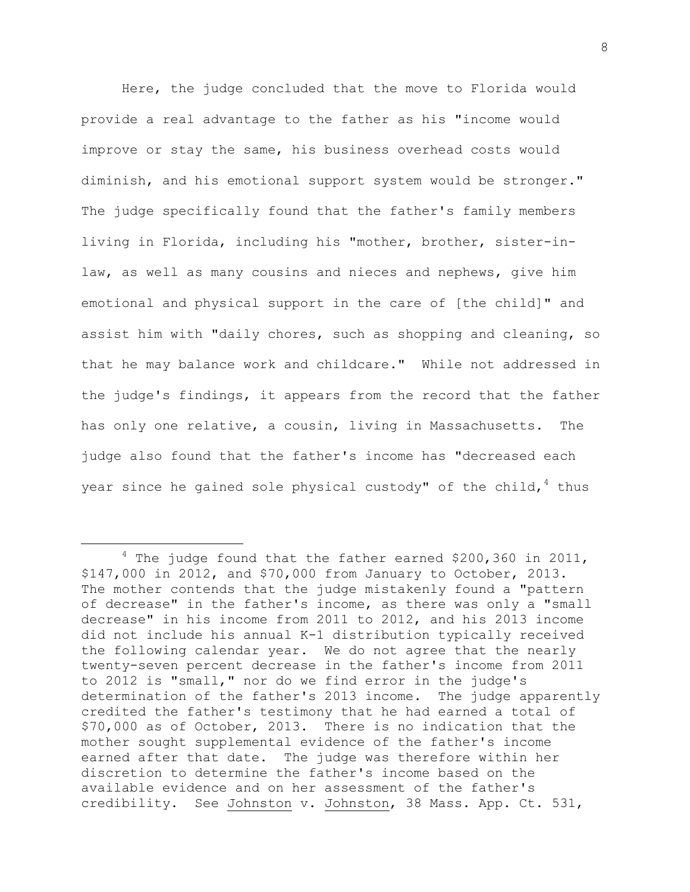Here, the judge concluded that the move to Florida would provide a real advantage to the father as his "income would improve or stay the same, his business overhead costs would diminish, and his emotional support system would be stronger." The judge specifically found that the father's family members living in Florida, including his "mother, brother, sister-in-law, as well as many cousins and nieces and nephews, give him emotional and physical support in the care of [the child]" and assist him with "daily chores, such as shopping and cleaning, so that he may balance work and childcare." While not addressed in the judge's findings, it appears from the record that the father has only one relative, a cousin, living in Massachusetts. The judge also found that the father's income has "decreased each year since he gained sole physical custody" of the child,[4] thus

---

[4] The judge found that the father earned $200,360 in 2011, $147,000 in 2012, and $70,000 from January to October, 2013. The mother contends that the judge mistakenly found a "pattern of decrease" in the father's income, as there was only a "small decrease" in his income from 2011 to 2012, and his 2013 income did not include his annual K-1 distribution typically received the following calendar year. We do not agree that the nearly twenty-seven percent decrease in the father's income from 2011 to 2012 is "small," nor do we find error in the judge's determination of the father's 2013 income. The judge apparently credited the father's testimony that he had earned a total of $70,000 as of October, 2013. There is no indication that the mother sought supplemental evidence of the father's income earned after that date. The judge was therefore within her discretion to determine the father's income based on the available evidence and on her assessment of the father's credibility. See Johnston v. Johnston, 38 Mass. App. Ct. 531,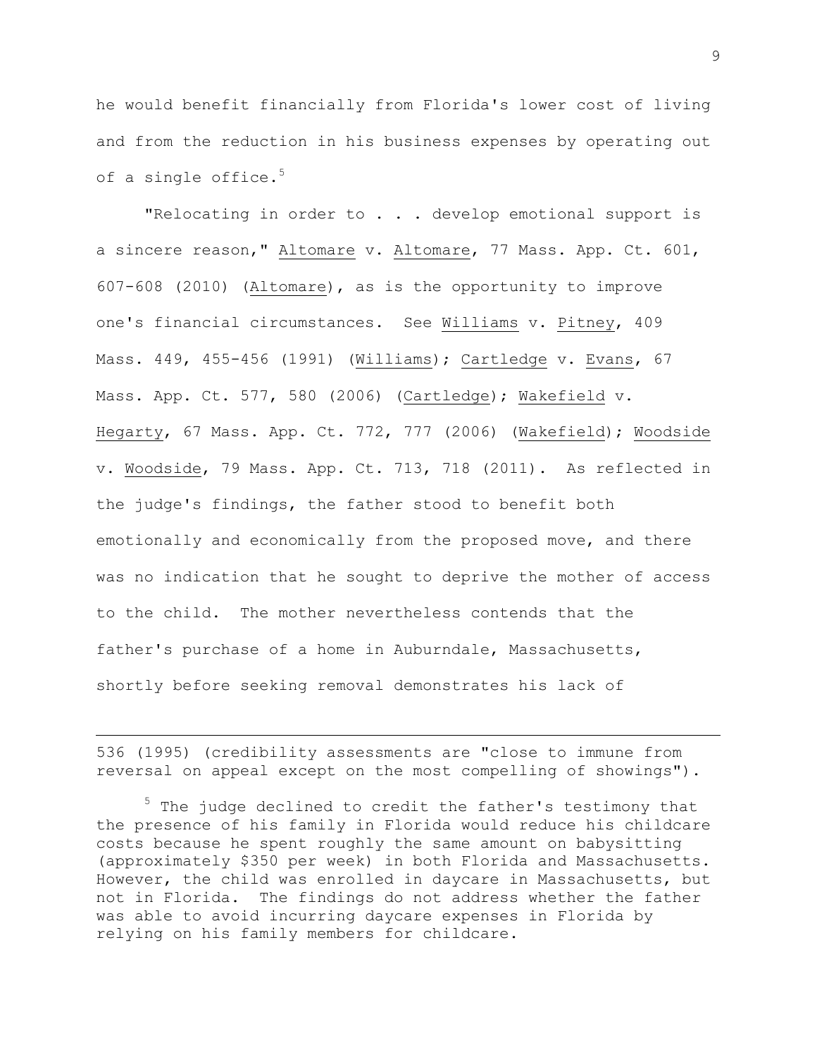he would benefit financially from Florida's lower cost of living and from the reduction in his business expenses by operating out of a single office.[5]

"Relocating in order to . . . develop emotional support is a sincere reason," Altomare v. Altomare, 77 Mass. App. Ct. 601, 607-608 (2010) (Altomare), as is the opportunity to improve one's financial circumstances. See Williams v. Pitney, 409 Mass. 449, 455-456 (1991) (Williams); Cartledge v. Evans, 67 Mass. App. Ct. 577, 580 (2006) (Cartledge); Wakefield v. Hegarty, 67 Mass. App. Ct. 772, 777 (2006) (Wakefield); Woodside v. Woodside, 79 Mass. App. Ct. 713, 718 (2011). As reflected in the judge's findings, the father stood to benefit both emotionally and economically from the proposed move, and there was no indication that he sought to deprive the mother of access to the child. The mother nevertheless contends that the father's purchase of a home in Auburndale, Massachusetts, shortly before seeking removal demonstrates his lack of

---

536 (1995) (credibility assessments are "close to immune from reversal on appeal except on the most compelling of showings").

[5] The judge declined to credit the father's testimony that the presence of his family in Florida would reduce his childcare costs because he spent roughly the same amount on babysitting (approximately $350 per week) in both Florida and Massachusetts. However, the child was enrolled in daycare in Massachusetts, but not in Florida. The findings do not address whether the father was able to avoid incurring daycare expenses in Florida by relying on his family members for childcare.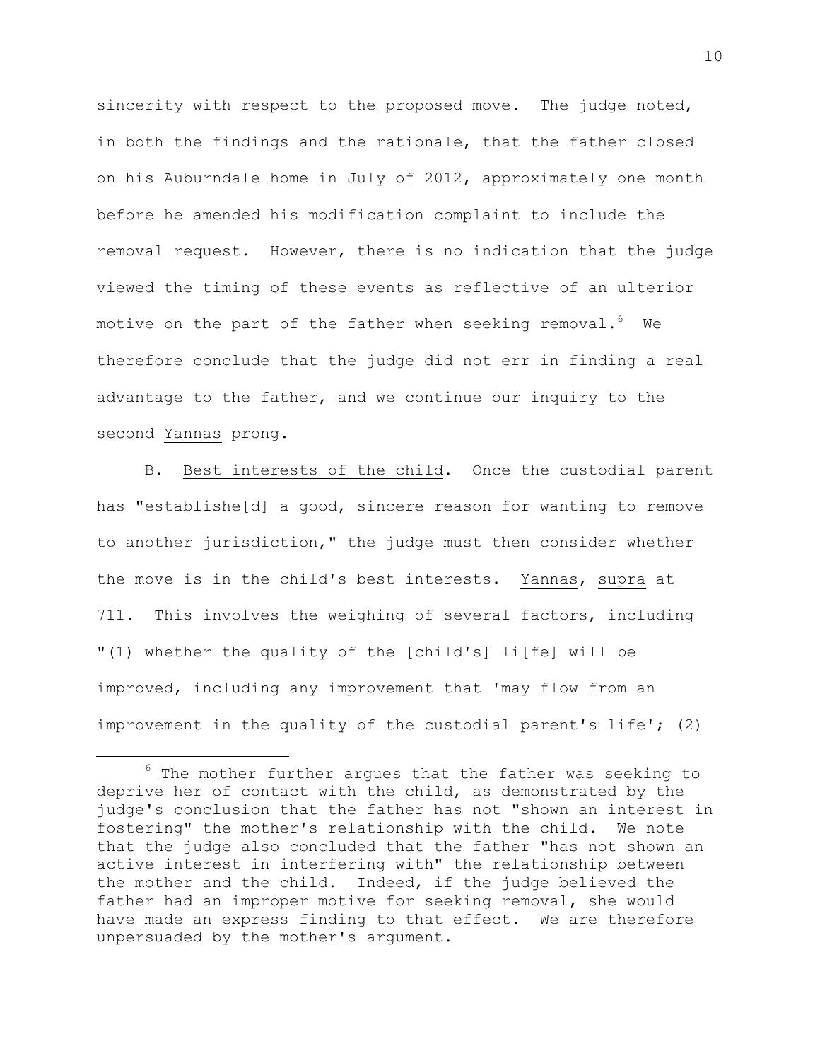sincerity with respect to the proposed move. The judge noted, in both the findings and the rationale, that the father closed on his Auburndale home in July of 2012, approximately one month before he amended his modification complaint to include the removal request. However, there is no indication that the judge viewed the timing of these events as reflective of an ulterior motive on the part of the father when seeking removal.[6] We therefore conclude that the judge did not err in finding a real advantage to the father, and we continue our inquiry to the second _Yannas_ prong.

B. _Best interests of the child_. Once the custodial parent has "establishe[d] a good, sincere reason for wanting to remove to another jurisdiction," the judge must then consider whether the move is in the child's best interests. _Yannas_, _supra_ at 711. This involves the weighing of several factors, including "(1) whether the quality of the [child's] li[fe] will be improved, including any improvement that 'may flow from an improvement in the quality of the custodial parent's life'; (2)

---

[6] The mother further argues that the father was seeking to deprive her of contact with the child, as demonstrated by the judge's conclusion that the father has not "shown an interest in fostering" the mother's relationship with the child. We note that the judge also concluded that the father "has not shown an active interest in interfering with" the relationship between the mother and the child. Indeed, if the judge believed the father had an improper motive for seeking removal, she would have made an express finding to that effect. We are therefore unpersuaded by the mother's argument.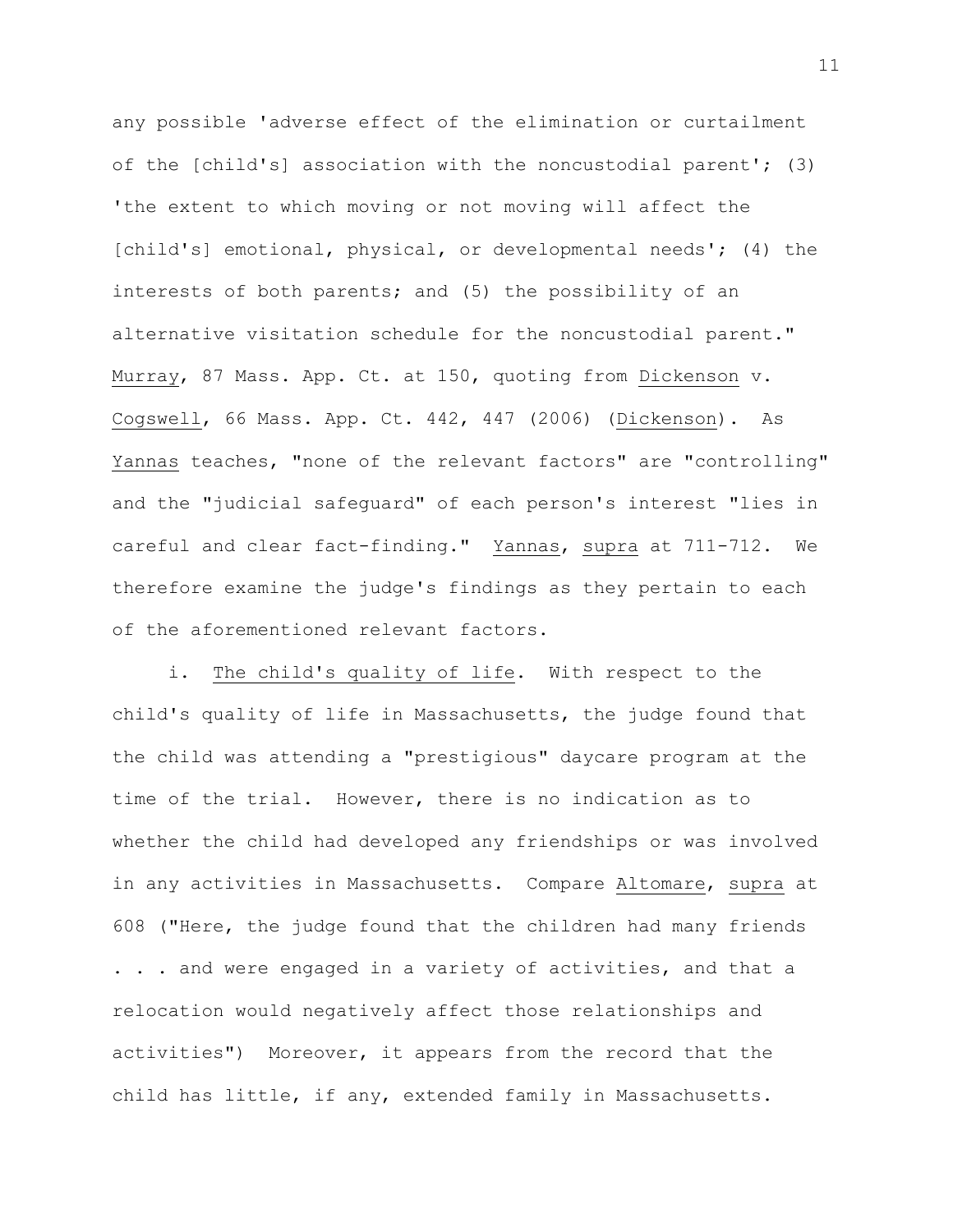any possible 'adverse effect of the elimination or curtailment of the [child's] association with the noncustodial parent'; (3) 'the extent to which moving or not moving will affect the [child's] emotional, physical, or developmental needs'; (4) the interests of both parents; and (5) the possibility of an alternative visitation schedule for the noncustodial parent." Murray, 87 Mass. App. Ct. at 150, quoting from Dickenson v. Cogswell, 66 Mass. App. Ct. 442, 447 (2006) (Dickenson). As Yannas teaches, "none of the relevant factors" are "controlling" and the "judicial safeguard" of each person's interest "lies in careful and clear fact-finding." Yannas, supra at 711-712. We therefore examine the judge's findings as they pertain to each of the aforementioned relevant factors.

i. The child's quality of life. With respect to the child's quality of life in Massachusetts, the judge found that the child was attending a "prestigious" daycare program at the time of the trial. However, there is no indication as to whether the child had developed any friendships or was involved in any activities in Massachusetts. Compare Altomare, supra at 608 ("Here, the judge found that the children had many friends . . . and were engaged in a variety of activities, and that a relocation would negatively affect those relationships and activities") Moreover, it appears from the record that the child has little, if any, extended family in Massachusetts.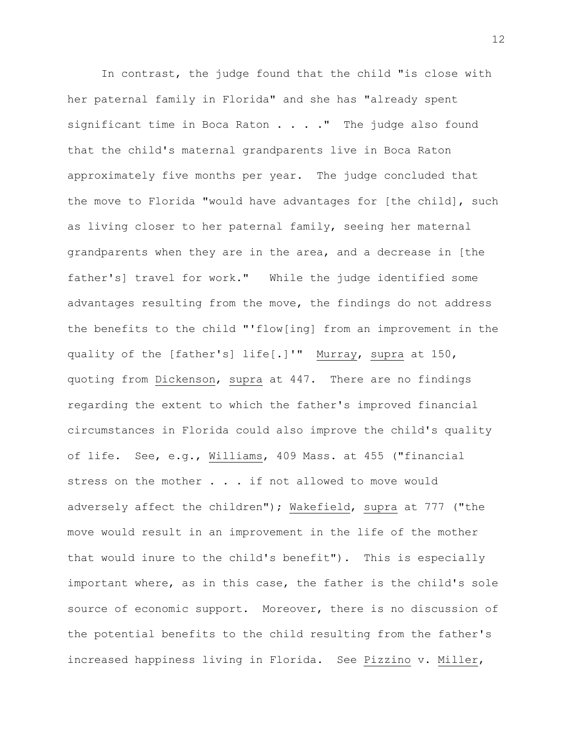In contrast, the judge found that the child "is close with her paternal family in Florida" and she has "already spent significant time in Boca Raton . . . ." The judge also found that the child's maternal grandparents live in Boca Raton approximately five months per year. The judge concluded that the move to Florida "would have advantages for [the child], such as living closer to her paternal family, seeing her maternal grandparents when they are in the area, and a decrease in [the father's] travel for work." While the judge identified some advantages resulting from the move, the findings do not address the benefits to the child "'flow[ing] from an improvement in the quality of the [father's] life[.]'" Murray, supra at 150, quoting from Dickenson, supra at 447. There are no findings regarding the extent to which the father's improved financial circumstances in Florida could also improve the child's quality of life. See, e.g., Williams, 409 Mass. at 455 ("financial stress on the mother . . . if not allowed to move would adversely affect the children"); Wakefield, supra at 777 ("the move would result in an improvement in the life of the mother that would inure to the child's benefit"). This is especially important where, as in this case, the father is the child's sole source of economic support. Moreover, there is no discussion of the potential benefits to the child resulting from the father's increased happiness living in Florida. See Pizzino v. Miller,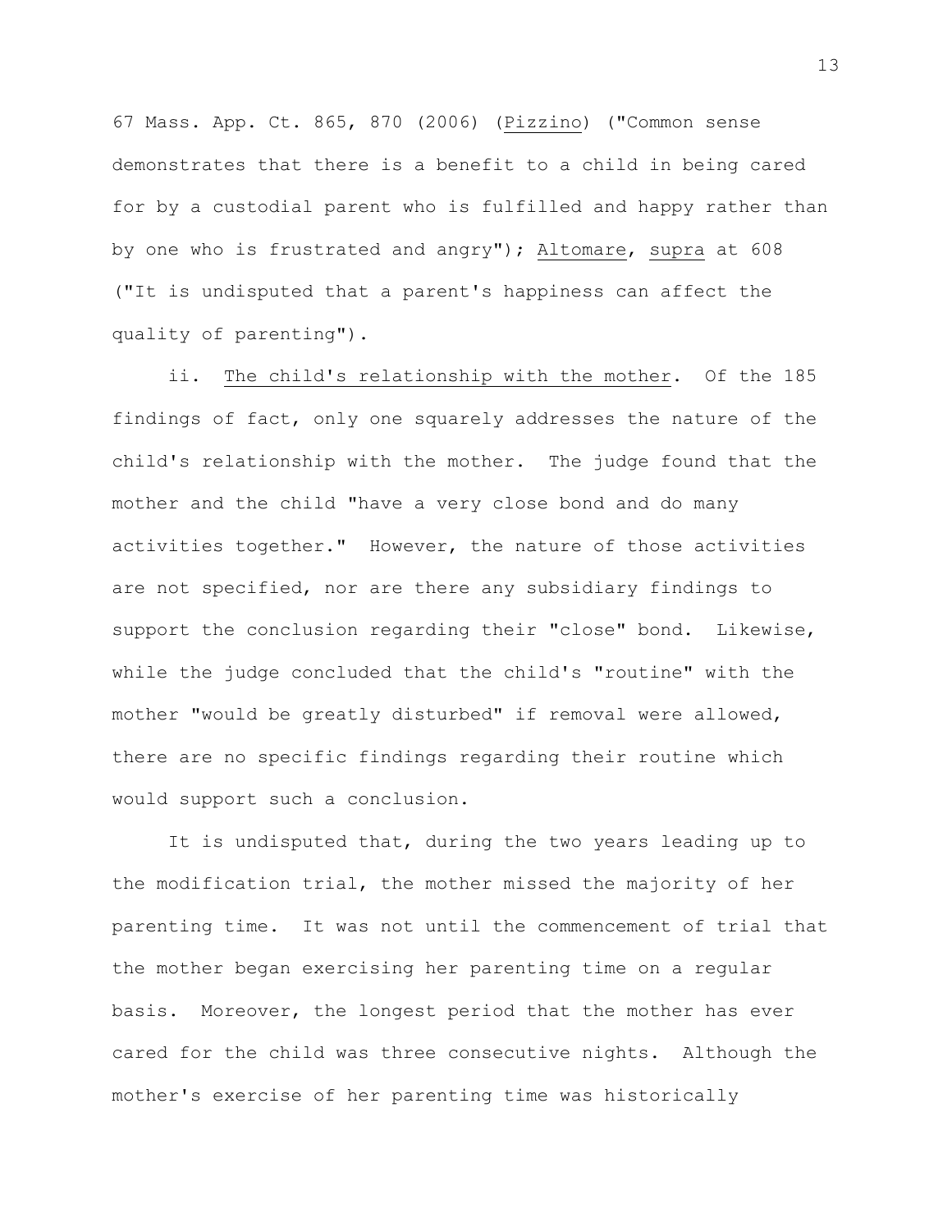67 Mass. App. Ct. 865, 870 (2006) (Pizzino) ("Common sense demonstrates that there is a benefit to a child in being cared for by a custodial parent who is fulfilled and happy rather than by one who is frustrated and angry"); Altomare, supra at 608 ("It is undisputed that a parent's happiness can affect the quality of parenting").

ii. The child's relationship with the mother. Of the 185 findings of fact, only one squarely addresses the nature of the child's relationship with the mother. The judge found that the mother and the child "have a very close bond and do many activities together." However, the nature of those activities are not specified, nor are there any subsidiary findings to support the conclusion regarding their "close" bond. Likewise, while the judge concluded that the child's "routine" with the mother "would be greatly disturbed" if removal were allowed, there are no specific findings regarding their routine which would support such a conclusion.

It is undisputed that, during the two years leading up to the modification trial, the mother missed the majority of her parenting time. It was not until the commencement of trial that the mother began exercising her parenting time on a regular basis. Moreover, the longest period that the mother has ever cared for the child was three consecutive nights. Although the mother's exercise of her parenting time was historically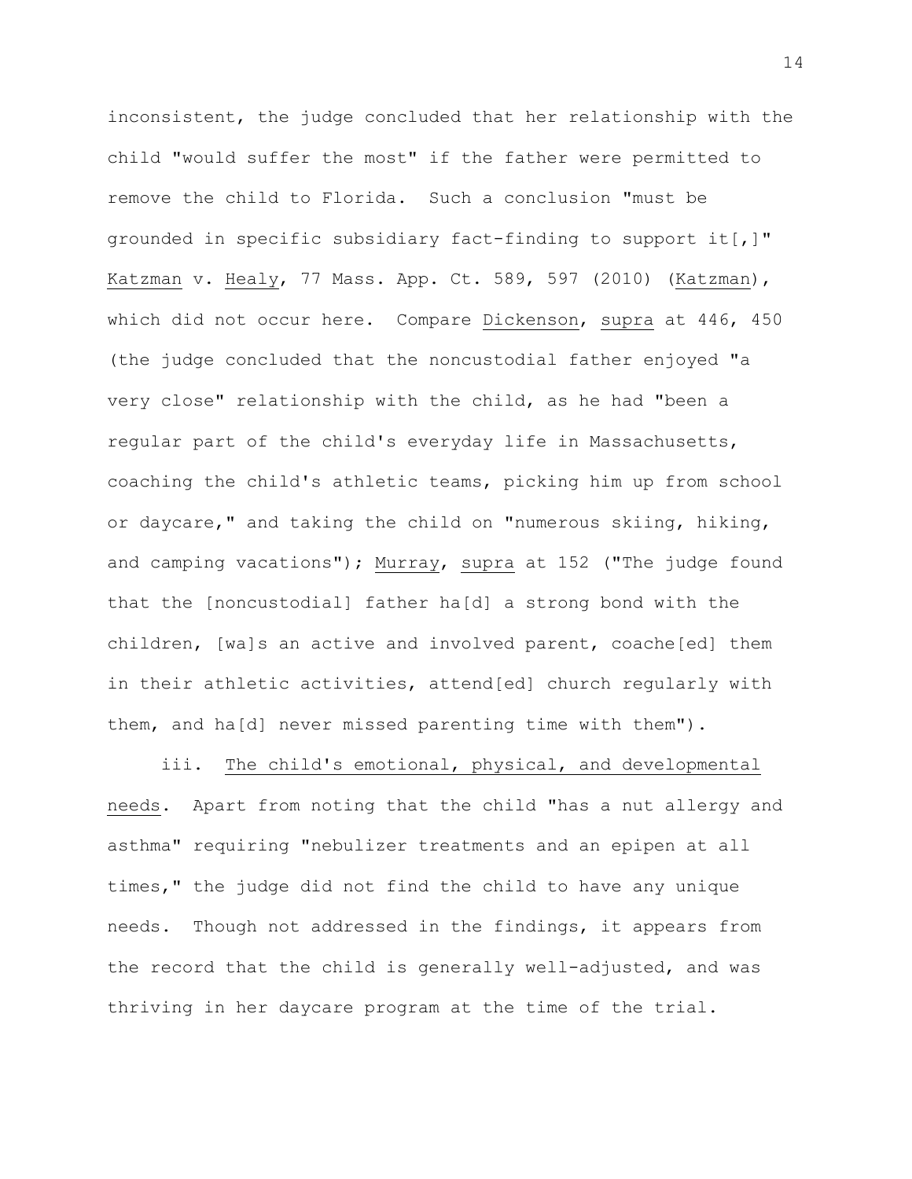inconsistent, the judge concluded that her relationship with the child "would suffer the most" if the father were permitted to remove the child to Florida. Such a conclusion "must be grounded in specific subsidiary fact-finding to support it[,]" Katzman v. Healy, 77 Mass. App. Ct. 589, 597 (2010) (Katzman), which did not occur here. Compare Dickenson, supra at 446, 450 (the judge concluded that the noncustodial father enjoyed "a very close" relationship with the child, as he had "been a regular part of the child's everyday life in Massachusetts, coaching the child's athletic teams, picking him up from school or daycare," and taking the child on "numerous skiing, hiking, and camping vacations"); Murray, supra at 152 ("The judge found that the [noncustodial] father ha[d] a strong bond with the children, [wa]s an active and involved parent, coache[ed] them in their athletic activities, attend[ed] church regularly with them, and ha[d] never missed parenting time with them").

iii. The child's emotional, physical, and developmental needs. Apart from noting that the child "has a nut allergy and asthma" requiring "nebulizer treatments and an epipen at all times," the judge did not find the child to have any unique needs. Though not addressed in the findings, it appears from the record that the child is generally well-adjusted, and was thriving in her daycare program at the time of the trial.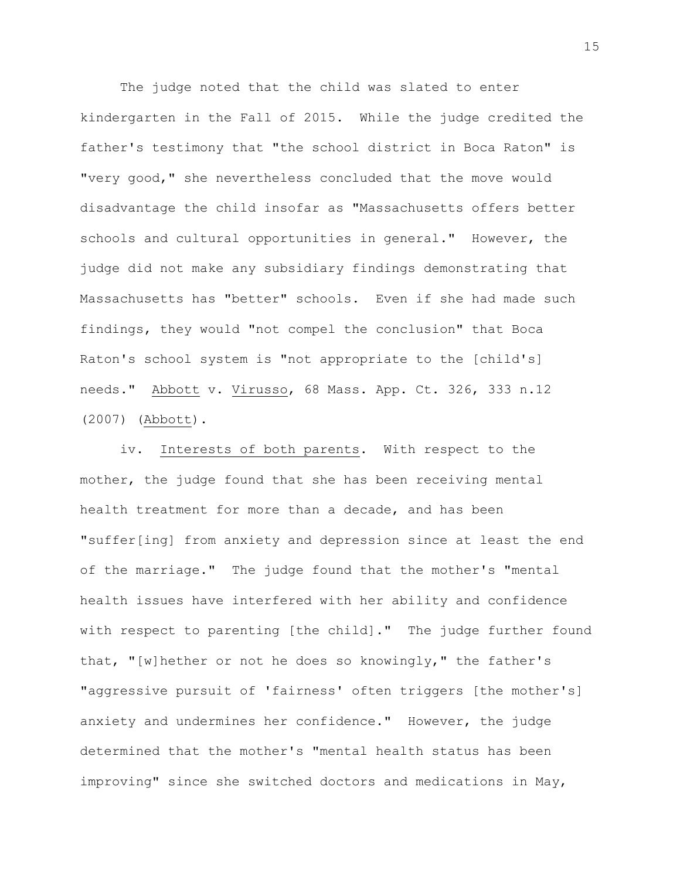The judge noted that the child was slated to enter kindergarten in the Fall of 2015. While the judge credited the father's testimony that "the school district in Boca Raton" is "very good," she nevertheless concluded that the move would disadvantage the child insofar as "Massachusetts offers better schools and cultural opportunities in general." However, the judge did not make any subsidiary findings demonstrating that Massachusetts has "better" schools. Even if she had made such findings, they would "not compel the conclusion" that Boca Raton's school system is "not appropriate to the [child's] needs." Abbott v. Virusso, 68 Mass. App. Ct. 326, 333 n.12 (2007) (Abbott).

iv. Interests of both parents. With respect to the mother, the judge found that she has been receiving mental health treatment for more than a decade, and has been "suffer[ing] from anxiety and depression since at least the end of the marriage." The judge found that the mother's "mental health issues have interfered with her ability and confidence with respect to parenting [the child]." The judge further found that, "[w]hether or not he does so knowingly," the father's "aggressive pursuit of 'fairness' often triggers [the mother's] anxiety and undermines her confidence." However, the judge determined that the mother's "mental health status has been improving" since she switched doctors and medications in May,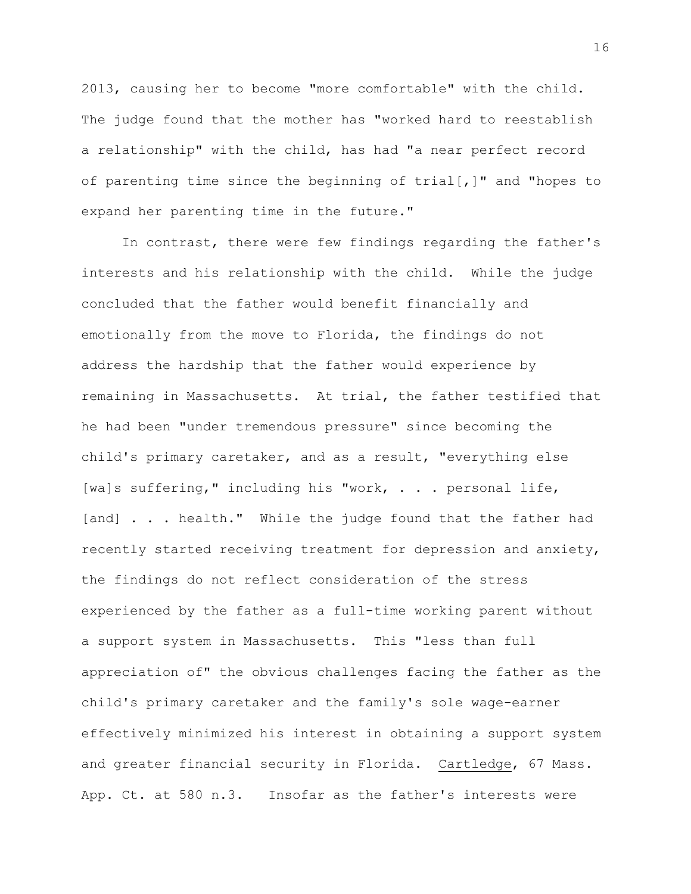2013, causing her to become "more comfortable" with the child. The judge found that the mother has "worked hard to reestablish a relationship" with the child, has had "a near perfect record of parenting time since the beginning of trial[,]" and "hopes to expand her parenting time in the future."

In contrast, there were few findings regarding the father's interests and his relationship with the child. While the judge concluded that the father would benefit financially and emotionally from the move to Florida, the findings do not address the hardship that the father would experience by remaining in Massachusetts. At trial, the father testified that he had been "under tremendous pressure" since becoming the child's primary caretaker, and as a result, "everything else [wa]s suffering," including his "work, . . . personal life, [and] . . . health." While the judge found that the father had recently started receiving treatment for depression and anxiety, the findings do not reflect consideration of the stress experienced by the father as a full-time working parent without a support system in Massachusetts. This "less than full appreciation of" the obvious challenges facing the father as the child's primary caretaker and the family's sole wage-earner effectively minimized his interest in obtaining a support system and greater financial security in Florida. Cartledge, 67 Mass. App. Ct. at 580 n.3. Insofar as the father's interests were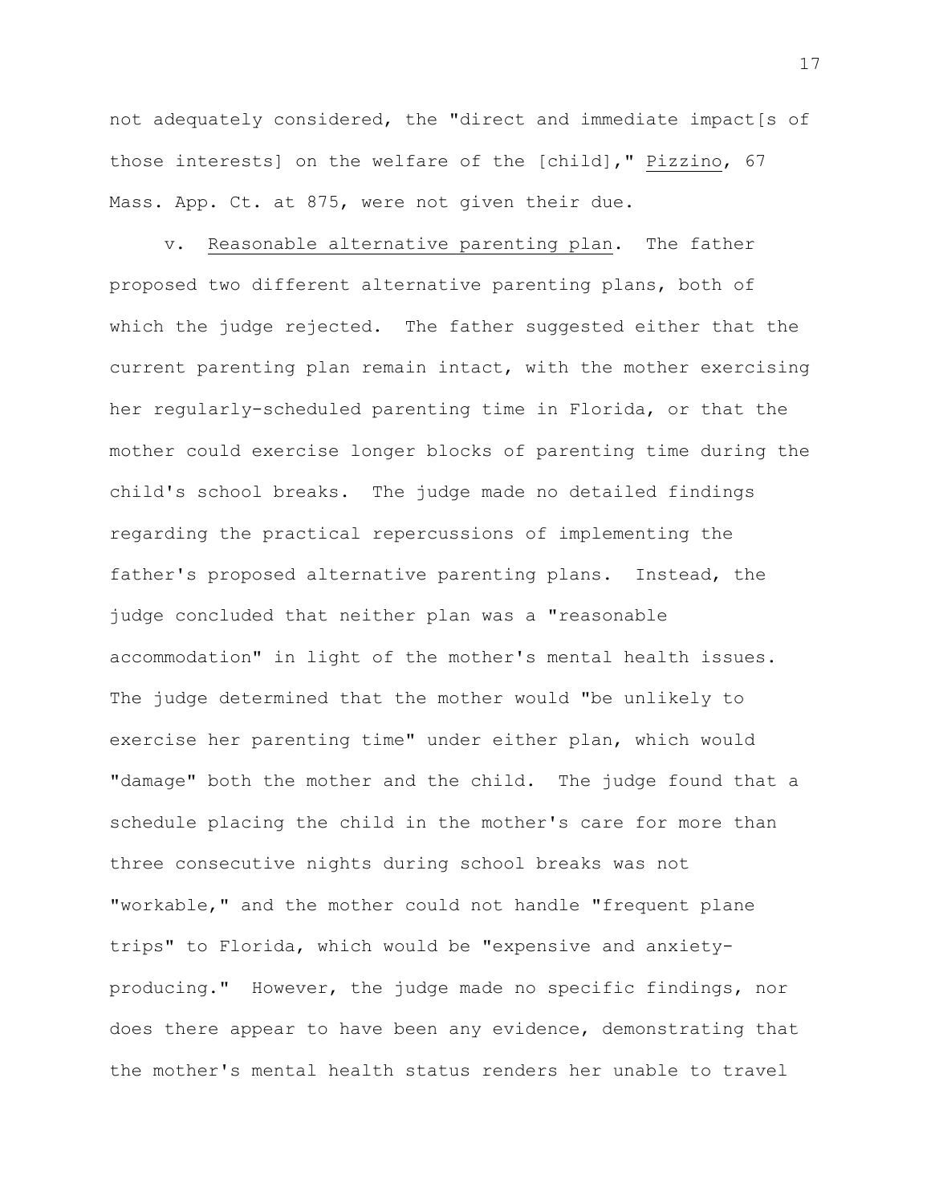not adequately considered, the "direct and immediate impact[s of those interests] on the welfare of the [child]," Pizzino, 67 Mass. App. Ct. at 875, were not given their due.

v. Reasonable alternative parenting plan. The father proposed two different alternative parenting plans, both of which the judge rejected. The father suggested either that the current parenting plan remain intact, with the mother exercising her regularly-scheduled parenting time in Florida, or that the mother could exercise longer blocks of parenting time during the child's school breaks. The judge made no detailed findings regarding the practical repercussions of implementing the father's proposed alternative parenting plans. Instead, the judge concluded that neither plan was a "reasonable accommodation" in light of the mother's mental health issues. The judge determined that the mother would "be unlikely to exercise her parenting time" under either plan, which would "damage" both the mother and the child. The judge found that a schedule placing the child in the mother's care for more than three consecutive nights during school breaks was not "workable," and the mother could not handle "frequent plane trips" to Florida, which would be "expensive and anxiety-producing." However, the judge made no specific findings, nor does there appear to have been any evidence, demonstrating that the mother's mental health status renders her unable to travel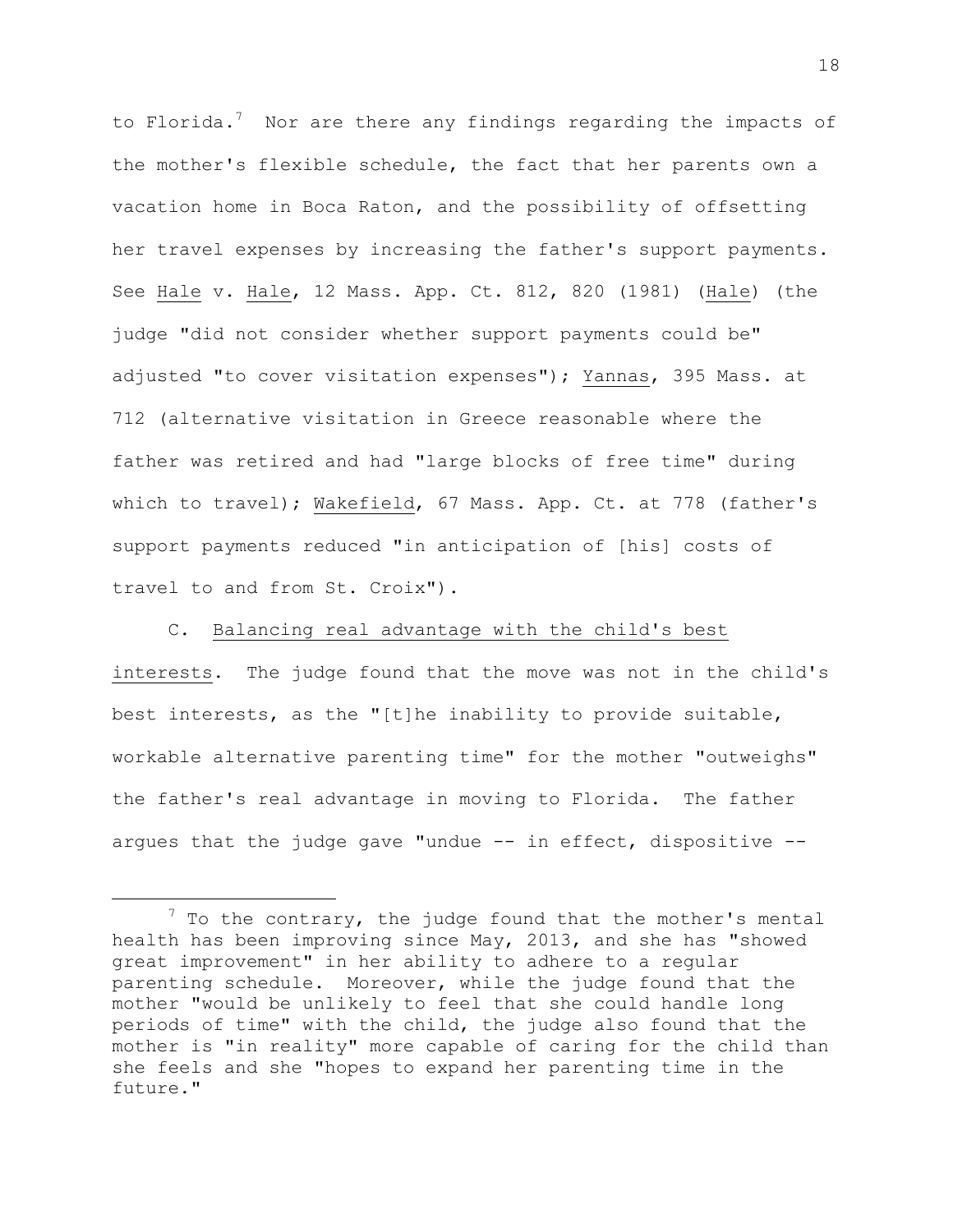to Florida.[7] Nor are there any findings regarding the impacts of the mother's flexible schedule, the fact that her parents own a vacation home in Boca Raton, and the possibility of offsetting her travel expenses by increasing the father's support payments. See Hale v. Hale, 12 Mass. App. Ct. 812, 820 (1981) (Hale) (the judge "did not consider whether support payments could be" adjusted "to cover visitation expenses"); Yannas, 395 Mass. at 712 (alternative visitation in Greece reasonable where the father was retired and had "large blocks of free time" during which to travel); Wakefield, 67 Mass. App. Ct. at 778 (father's support payments reduced "in anticipation of [his] costs of travel to and from St. Croix").

C. Balancing real advantage with the child's best interests. The judge found that the move was not in the child's best interests, as the "[t]he inability to provide suitable, workable alternative parenting time" for the mother "outweighs" the father's real advantage in moving to Florida. The father argues that the judge gave "undue -- in effect, dispositive --

---

[7] To the contrary, the judge found that the mother's mental health has been improving since May, 2013, and she has "showed great improvement" in her ability to adhere to a regular parenting schedule. Moreover, while the judge found that the mother "would be unlikely to feel that she could handle long periods of time" with the child, the judge also found that the mother is "in reality" more capable of caring for the child than she feels and she "hopes to expand her parenting time in the future."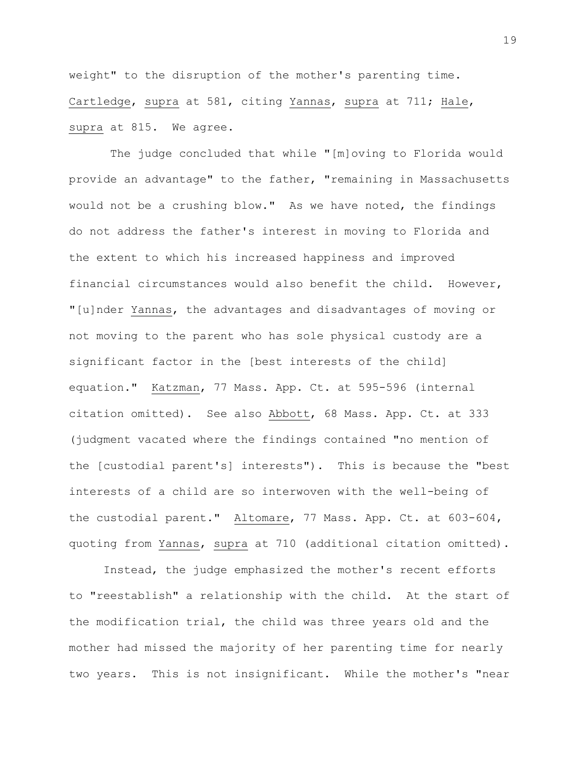weight" to the disruption of the mother's parenting time. Cartledge, supra at 581, citing Yannas, supra at 711; Hale, supra at 815. We agree.

The judge concluded that while "[m]oving to Florida would provide an advantage" to the father, "remaining in Massachusetts would not be a crushing blow." As we have noted, the findings do not address the father's interest in moving to Florida and the extent to which his increased happiness and improved financial circumstances would also benefit the child. However, "[u]nder Yannas, the advantages and disadvantages of moving or not moving to the parent who has sole physical custody are a significant factor in the [best interests of the child] equation." Katzman, 77 Mass. App. Ct. at 595-596 (internal citation omitted). See also Abbott, 68 Mass. App. Ct. at 333 (judgment vacated where the findings contained "no mention of the [custodial parent's] interests"). This is because the "best interests of a child are so interwoven with the well-being of the custodial parent." Altomare, 77 Mass. App. Ct. at 603-604, quoting from Yannas, supra at 710 (additional citation omitted).

Instead, the judge emphasized the mother's recent efforts to "reestablish" a relationship with the child. At the start of the modification trial, the child was three years old and the mother had missed the majority of her parenting time for nearly two years. This is not insignificant. While the mother's "near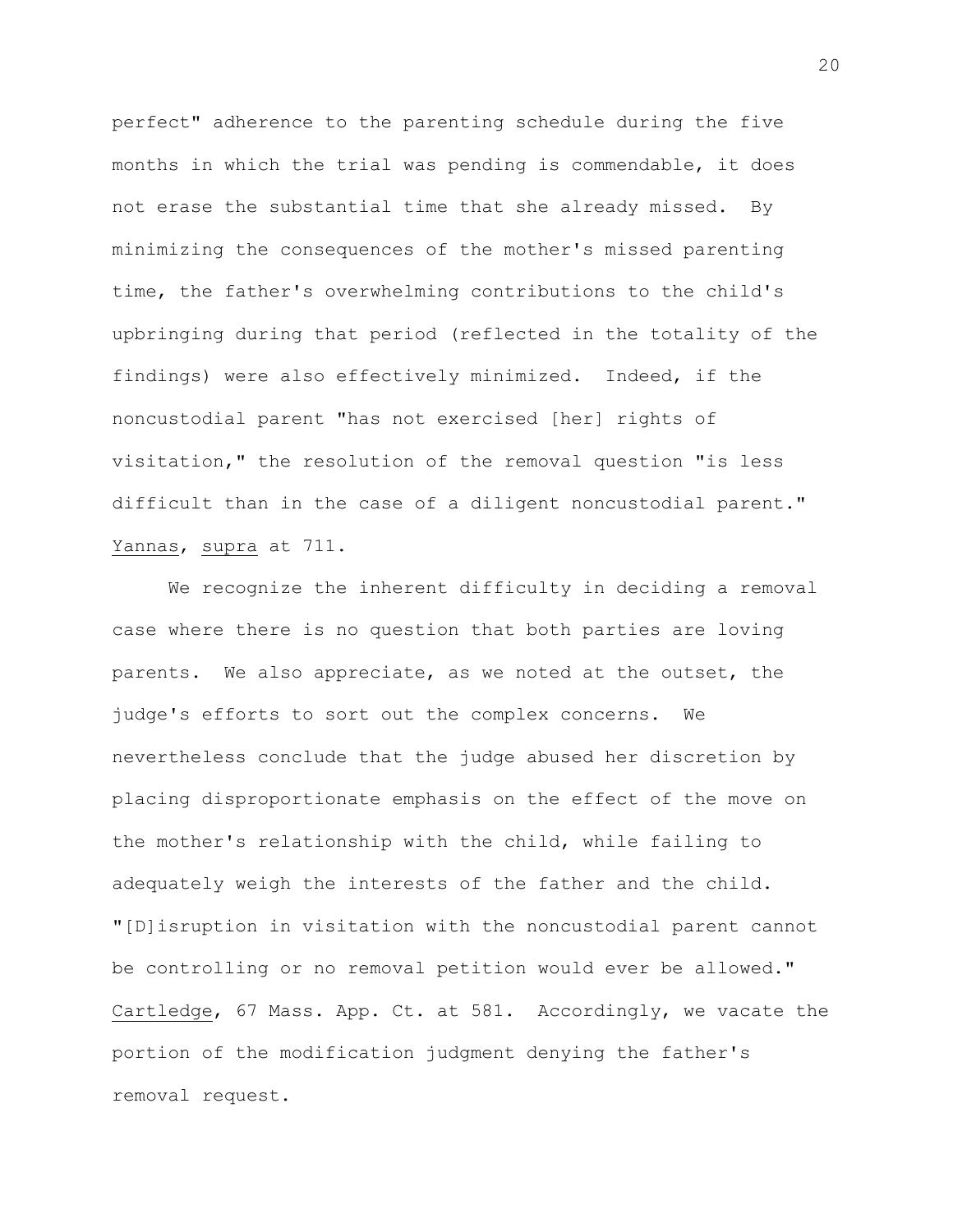perfect" adherence to the parenting schedule during the five months in which the trial was pending is commendable, it does not erase the substantial time that she already missed. By minimizing the consequences of the mother's missed parenting time, the father's overwhelming contributions to the child's upbringing during that period (reflected in the totality of the findings) were also effectively minimized. Indeed, if the noncustodial parent "has not exercised [her] rights of visitation," the resolution of the removal question "is less difficult than in the case of a diligent noncustodial parent." Yannas, supra at 711.

We recognize the inherent difficulty in deciding a removal case where there is no question that both parties are loving parents. We also appreciate, as we noted at the outset, the judge's efforts to sort out the complex concerns. We nevertheless conclude that the judge abused her discretion by placing disproportionate emphasis on the effect of the move on the mother's relationship with the child, while failing to adequately weigh the interests of the father and the child. "[D]isruption in visitation with the noncustodial parent cannot be controlling or no removal petition would ever be allowed." Cartledge, 67 Mass. App. Ct. at 581. Accordingly, we vacate the portion of the modification judgment denying the father's removal request.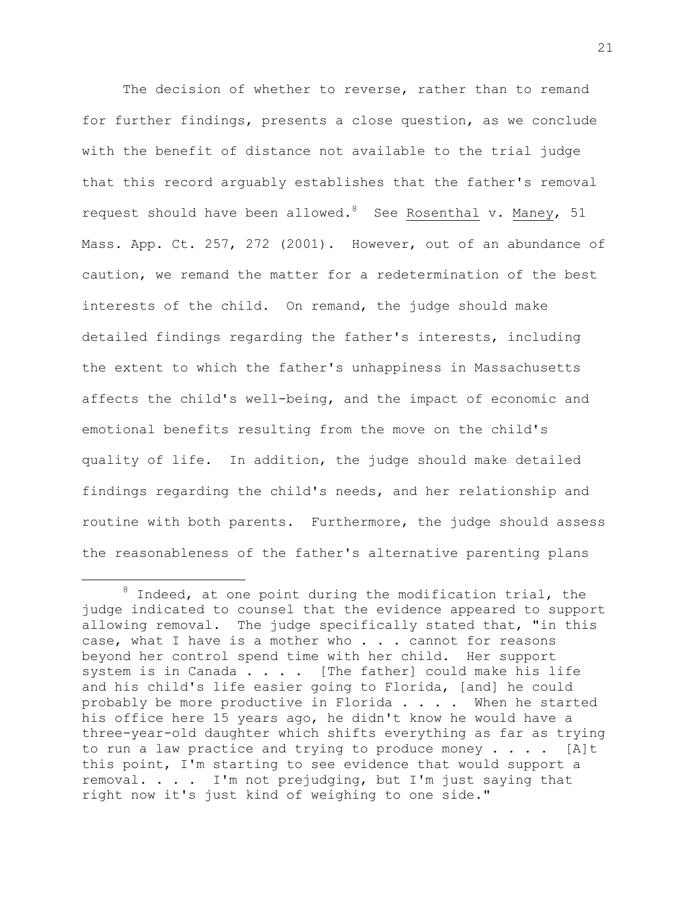The decision of whether to reverse, rather than to remand for further findings, presents a close question, as we conclude with the benefit of distance not available to the trial judge that this record arguably establishes that the father's removal request should have been allowed.[8] See Rosenthal v. Maney, 51 Mass. App. Ct. 257, 272 (2001). However, out of an abundance of caution, we remand the matter for a redetermination of the best interests of the child. On remand, the judge should make detailed findings regarding the father's interests, including the extent to which the father's unhappiness in Massachusetts affects the child's well-being, and the impact of economic and emotional benefits resulting from the move on the child's quality of life. In addition, the judge should make detailed findings regarding the child's needs, and her relationship and routine with both parents. Furthermore, the judge should assess the reasonableness of the father's alternative parenting plans

---

[8] Indeed, at one point during the modification trial, the judge indicated to counsel that the evidence appeared to support allowing removal. The judge specifically stated that, "in this case, what I have is a mother who . . . cannot for reasons beyond her control spend time with her child. Her support system is in Canada . . . . [The father] could make his life and his child's life easier going to Florida, [and] he could probably be more productive in Florida . . . . When he started his office here 15 years ago, he didn't know he would have a three-year-old daughter which shifts everything as far as trying to run a law practice and trying to produce money . . . . [A]t this point, I'm starting to see evidence that would support a removal. . . . I'm not prejudging, but I'm just saying that right now it's just kind of weighing to one side."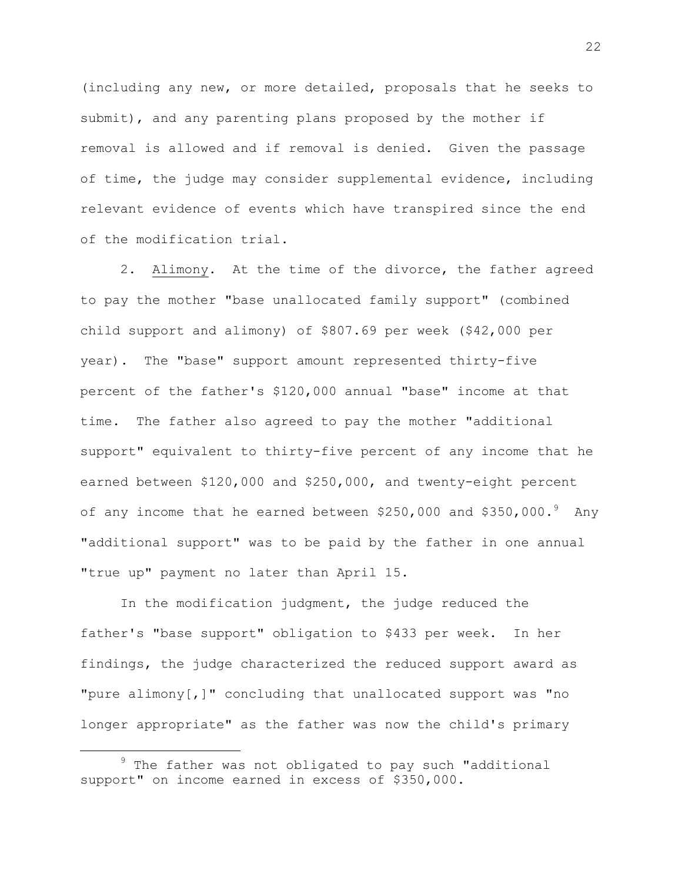(including any new, or more detailed, proposals that he seeks to submit), and any parenting plans proposed by the mother if removal is allowed and if removal is denied. Given the passage of time, the judge may consider supplemental evidence, including relevant evidence of events which have transpired since the end of the modification trial.

2. Alimony. At the time of the divorce, the father agreed to pay the mother "base unallocated family support" (combined child support and alimony) of $807.69 per week ($42,000 per year). The "base" support amount represented thirty-five percent of the father's $120,000 annual "base" income at that time. The father also agreed to pay the mother "additional support" equivalent to thirty-five percent of any income that he earned between $120,000 and $250,000, and twenty-eight percent of any income that he earned between $250,000 and $350,000.[9] Any "additional support" was to be paid by the father in one annual "true up" payment no later than April 15.

In the modification judgment, the judge reduced the father's "base support" obligation to $433 per week. In her findings, the judge characterized the reduced support award as "pure alimony[,]" concluding that unallocated support was "no longer appropriate" as the father was now the child's primary

[9] The father was not obligated to pay such "additional support" on income earned in excess of $350,000.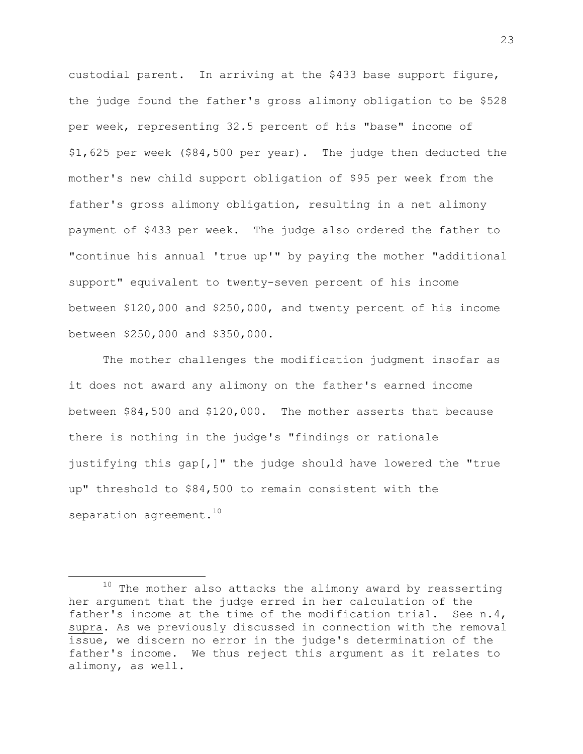custodial parent. In arriving at the $433 base support figure, the judge found the father's gross alimony obligation to be $528 per week, representing 32.5 percent of his "base" income of $1,625 per week ($84,500 per year). The judge then deducted the mother's new child support obligation of $95 per week from the father's gross alimony obligation, resulting in a net alimony payment of $433 per week. The judge also ordered the father to "continue his annual 'true up'" by paying the mother "additional support" equivalent to twenty-seven percent of his income between $120,000 and $250,000, and twenty percent of his income between $250,000 and $350,000.

The mother challenges the modification judgment insofar as it does not award any alimony on the father's earned income between $84,500 and $120,000. The mother asserts that because there is nothing in the judge's "findings or rationale justifying this gap[,]" the judge should have lowered the "true up" threshold to $84,500 to remain consistent with the separation agreement.[10]

---

[10] The mother also attacks the alimony award by reasserting her argument that the judge erred in her calculation of the father's income at the time of the modification trial. See n.4, supra. As we previously discussed in connection with the removal issue, we discern no error in the judge's determination of the father's income. We thus reject this argument as it relates to alimony, as well.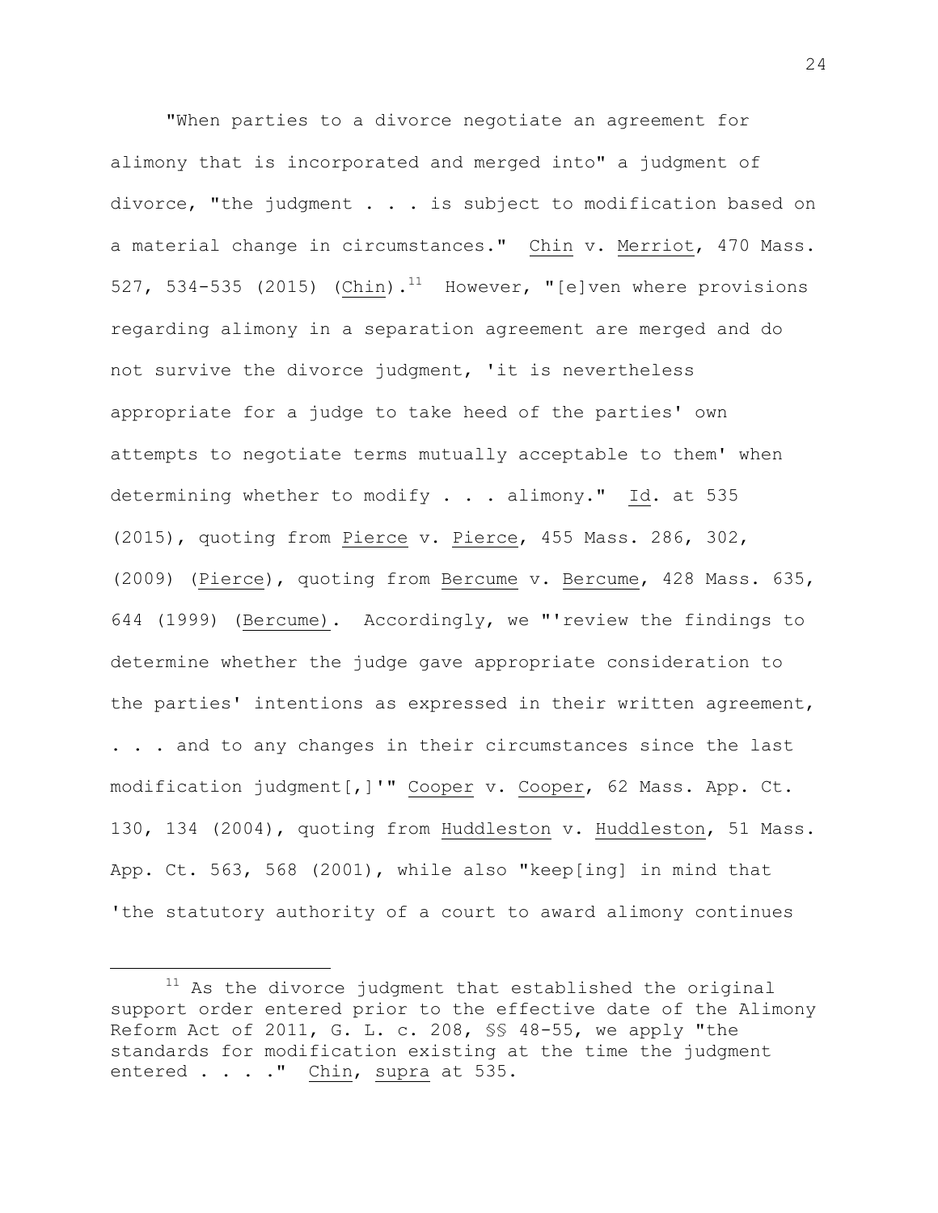"When parties to a divorce negotiate an agreement for alimony that is incorporated and merged into" a judgment of divorce, "the judgment . . . is subject to modification based on a material change in circumstances." Chin v. Merriot, 470 Mass. 527, 534-535 (2015) (Chin).[11] However, "[e]ven where provisions regarding alimony in a separation agreement are merged and do not survive the divorce judgment, 'it is nevertheless appropriate for a judge to take heed of the parties' own attempts to negotiate terms mutually acceptable to them' when determining whether to modify . . . alimony." Id. at 535 (2015), quoting from Pierce v. Pierce, 455 Mass. 286, 302, (2009) (Pierce), quoting from Bercume v. Bercume, 428 Mass. 635, 644 (1999) (Bercume). Accordingly, we "'review the findings to determine whether the judge gave appropriate consideration to the parties' intentions as expressed in their written agreement, . . . and to any changes in their circumstances since the last modification judgment[,]'" Cooper v. Cooper, 62 Mass. App. Ct. 130, 134 (2004), quoting from Huddleston v. Huddleston, 51 Mass. App. Ct. 563, 568 (2001), while also "keep[ing] in mind that 'the statutory authority of a court to award alimony continues

[11] As the divorce judgment that established the original support order entered prior to the effective date of the Alimony Reform Act of 2011, G. L. c. 208, §§ 48-55, we apply "the standards for modification existing at the time the judgment entered . . . ." Chin, supra at 535.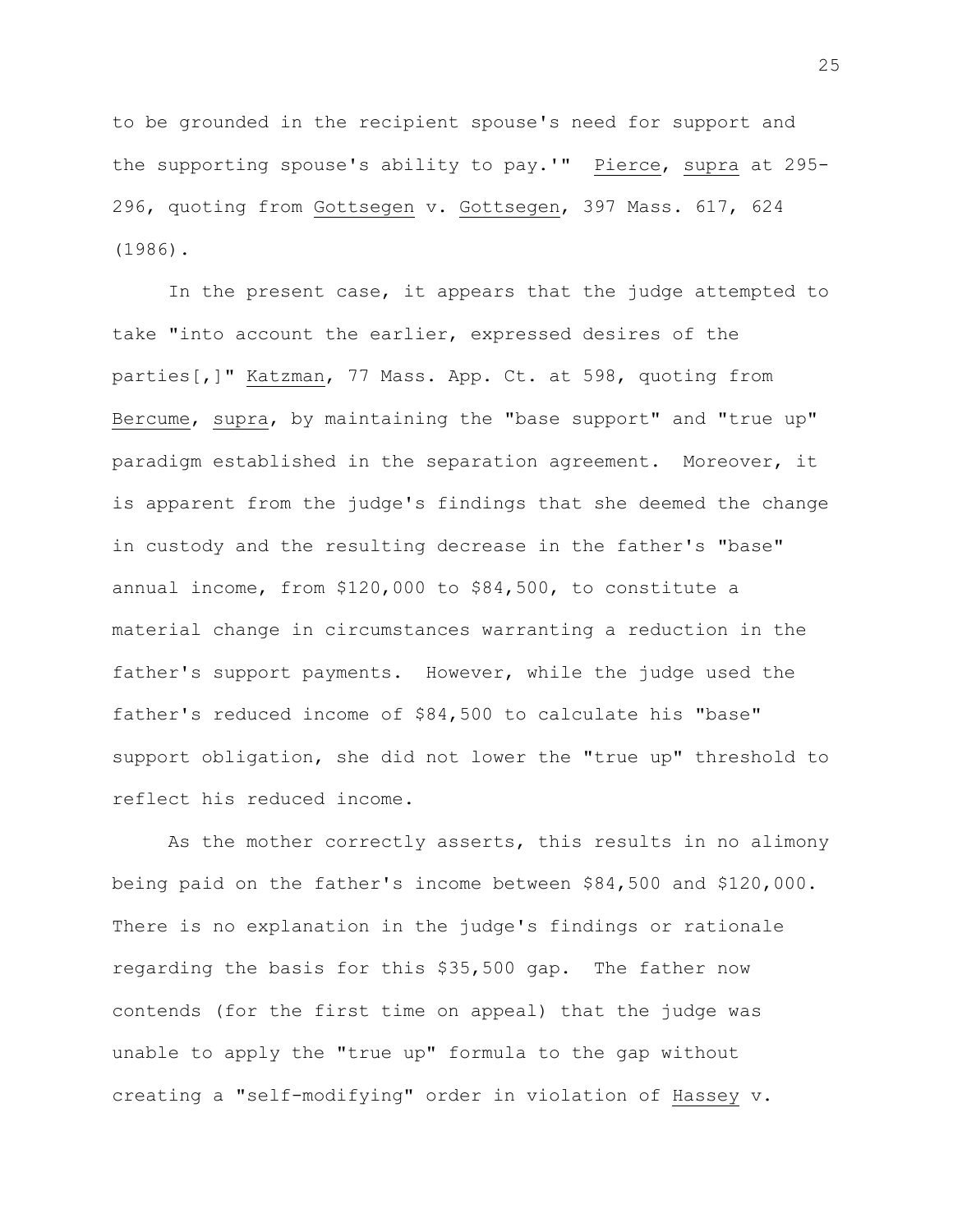to be grounded in the recipient spouse's need for support and the supporting spouse's ability to pay.'" Pierce, supra at 295-296, quoting from Gottsegen v. Gottsegen, 397 Mass. 617, 624 (1986).

In the present case, it appears that the judge attempted to take "into account the earlier, expressed desires of the parties[,]" Katzman, 77 Mass. App. Ct. at 598, quoting from Bercume, supra, by maintaining the "base support" and "true up" paradigm established in the separation agreement. Moreover, it is apparent from the judge's findings that she deemed the change in custody and the resulting decrease in the father's "base" annual income, from $120,000 to $84,500, to constitute a material change in circumstances warranting a reduction in the father's support payments. However, while the judge used the father's reduced income of $84,500 to calculate his "base" support obligation, she did not lower the "true up" threshold to reflect his reduced income.

As the mother correctly asserts, this results in no alimony being paid on the father's income between $84,500 and $120,000. There is no explanation in the judge's findings or rationale regarding the basis for this $35,500 gap. The father now contends (for the first time on appeal) that the judge was unable to apply the "true up" formula to the gap without creating a "self-modifying" order in violation of Hassey v.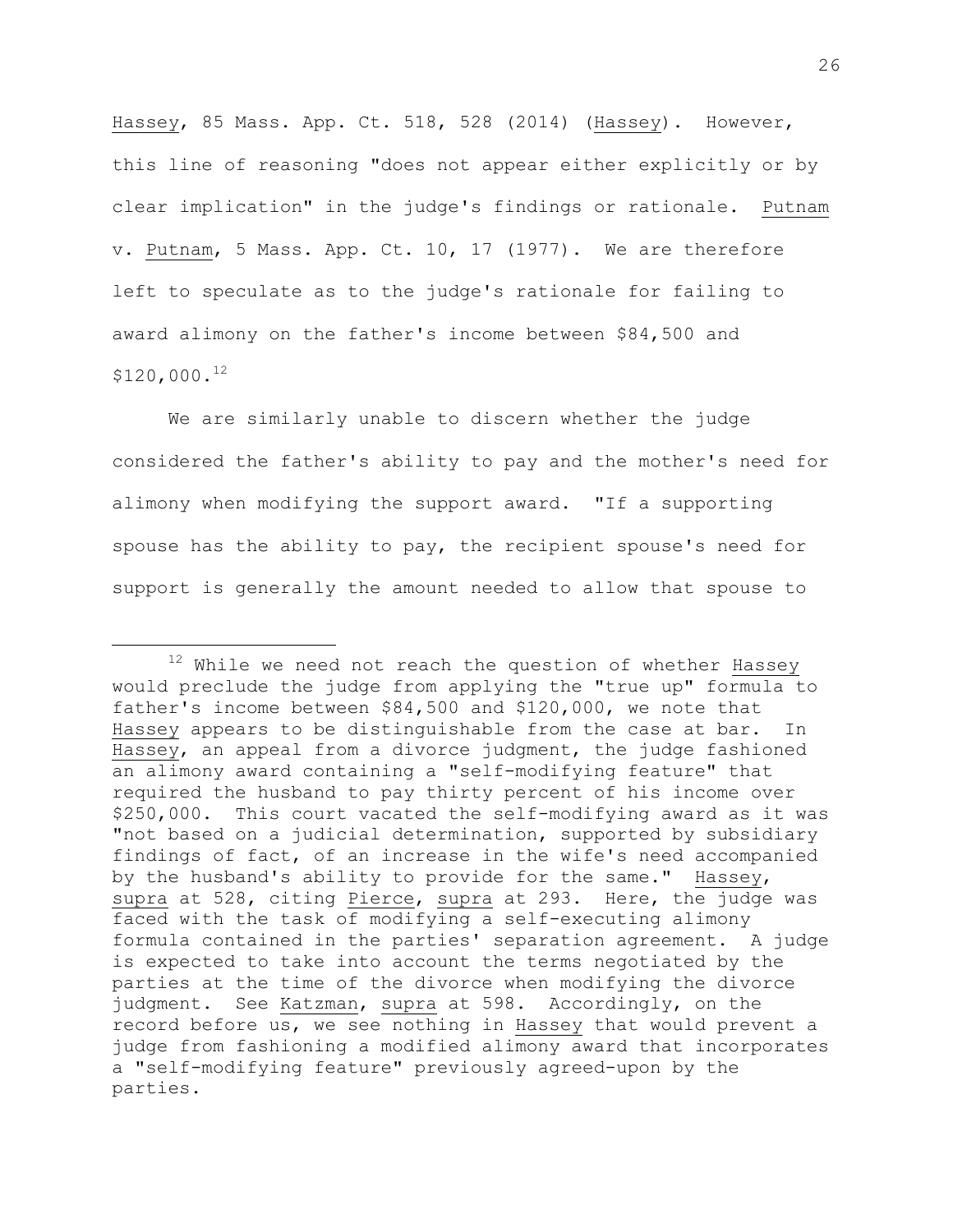Hassey, 85 Mass. App. Ct. 518, 528 (2014) (Hassey). However, this line of reasoning "does not appear either explicitly or by clear implication" in the judge's findings or rationale. Putnam v. Putnam, 5 Mass. App. Ct. 10, 17 (1977). We are therefore left to speculate as to the judge's rationale for failing to award alimony on the father's income between $84,500 and $120,000.[12]

We are similarly unable to discern whether the judge considered the father's ability to pay and the mother's need for alimony when modifying the support award. "If a supporting spouse has the ability to pay, the recipient spouse's need for support is generally the amount needed to allow that spouse to

---

[12] While we need not reach the question of whether Hassey would preclude the judge from applying the "true up" formula to father's income between $84,500 and $120,000, we note that Hassey appears to be distinguishable from the case at bar. In Hassey, an appeal from a divorce judgment, the judge fashioned an alimony award containing a "self-modifying feature" that required the husband to pay thirty percent of his income over $250,000. This court vacated the self-modifying award as it was "not based on a judicial determination, supported by subsidiary findings of fact, of an increase in the wife's need accompanied by the husband's ability to provide for the same." Hassey, supra at 528, citing Pierce, supra at 293. Here, the judge was faced with the task of modifying a self-executing alimony formula contained in the parties' separation agreement. A judge is expected to take into account the terms negotiated by the parties at the time of the divorce when modifying the divorce judgment. See Katzman, supra at 598. Accordingly, on the record before us, we see nothing in Hassey that would prevent a judge from fashioning a modified alimony award that incorporates a "self-modifying feature" previously agreed-upon by the parties.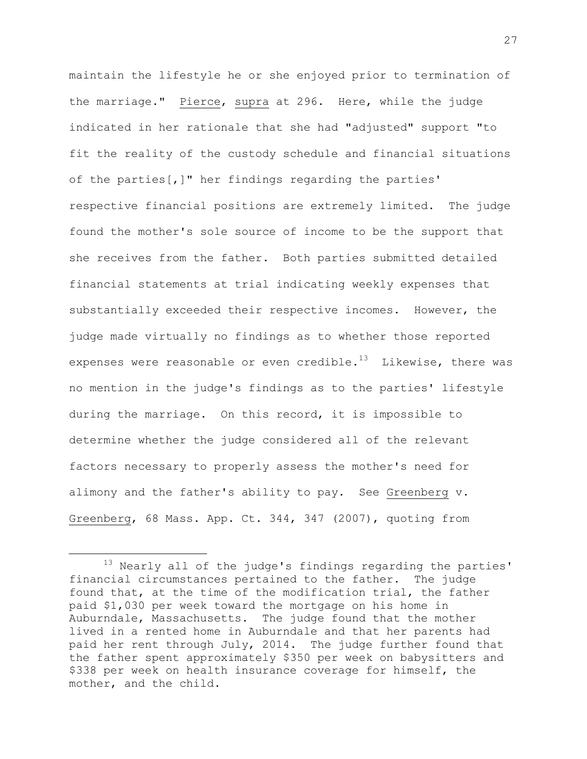maintain the lifestyle he or she enjoyed prior to termination of the marriage." Pierce, supra at 296. Here, while the judge indicated in her rationale that she had "adjusted" support "to fit the reality of the custody schedule and financial situations of the parties[,]" her findings regarding the parties' respective financial positions are extremely limited. The judge found the mother's sole source of income to be the support that she receives from the father. Both parties submitted detailed financial statements at trial indicating weekly expenses that substantially exceeded their respective incomes. However, the judge made virtually no findings as to whether those reported expenses were reasonable or even credible.[13] Likewise, there was no mention in the judge's findings as to the parties' lifestyle during the marriage. On this record, it is impossible to determine whether the judge considered all of the relevant factors necessary to properly assess the mother's need for alimony and the father's ability to pay. See Greenberg v. Greenberg, 68 Mass. App. Ct. 344, 347 (2007), quoting from

---

[13] Nearly all of the judge's findings regarding the parties' financial circumstances pertained to the father. The judge found that, at the time of the modification trial, the father paid $1,030 per week toward the mortgage on his home in Auburndale, Massachusetts. The judge found that the mother lived in a rented home in Auburndale and that her parents had paid her rent through July, 2014. The judge further found that the father spent approximately $350 per week on babysitters and $338 per week on health insurance coverage for himself, the mother, and the child.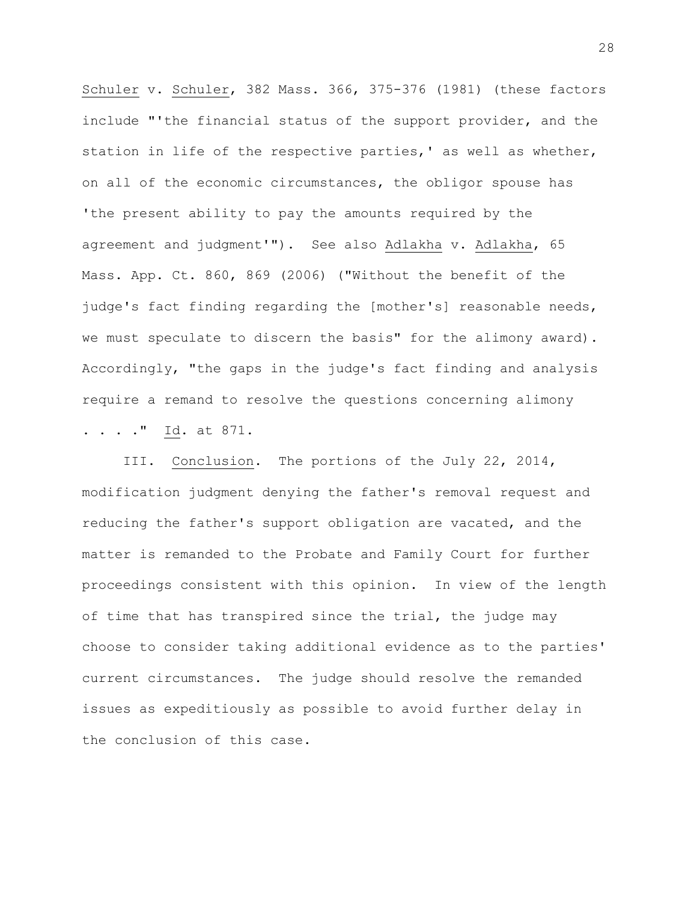Schuler v. Schuler, 382 Mass. 366, 375-376 (1981) (these factors include "'the financial status of the support provider, and the station in life of the respective parties,' as well as whether, on all of the economic circumstances, the obligor spouse has 'the present ability to pay the amounts required by the agreement and judgment'"). See also Adlakha v. Adlakha, 65 Mass. App. Ct. 860, 869 (2006) ("Without the benefit of the judge's fact finding regarding the [mother's] reasonable needs, we must speculate to discern the basis" for the alimony award). Accordingly, "the gaps in the judge's fact finding and analysis require a remand to resolve the questions concerning alimony . . . ." Id. at 871.

III. Conclusion. The portions of the July 22, 2014, modification judgment denying the father's removal request and reducing the father's support obligation are vacated, and the matter is remanded to the Probate and Family Court for further proceedings consistent with this opinion. In view of the length of time that has transpired since the trial, the judge may choose to consider taking additional evidence as to the parties' current circumstances. The judge should resolve the remanded issues as expeditiously as possible to avoid further delay in the conclusion of this case.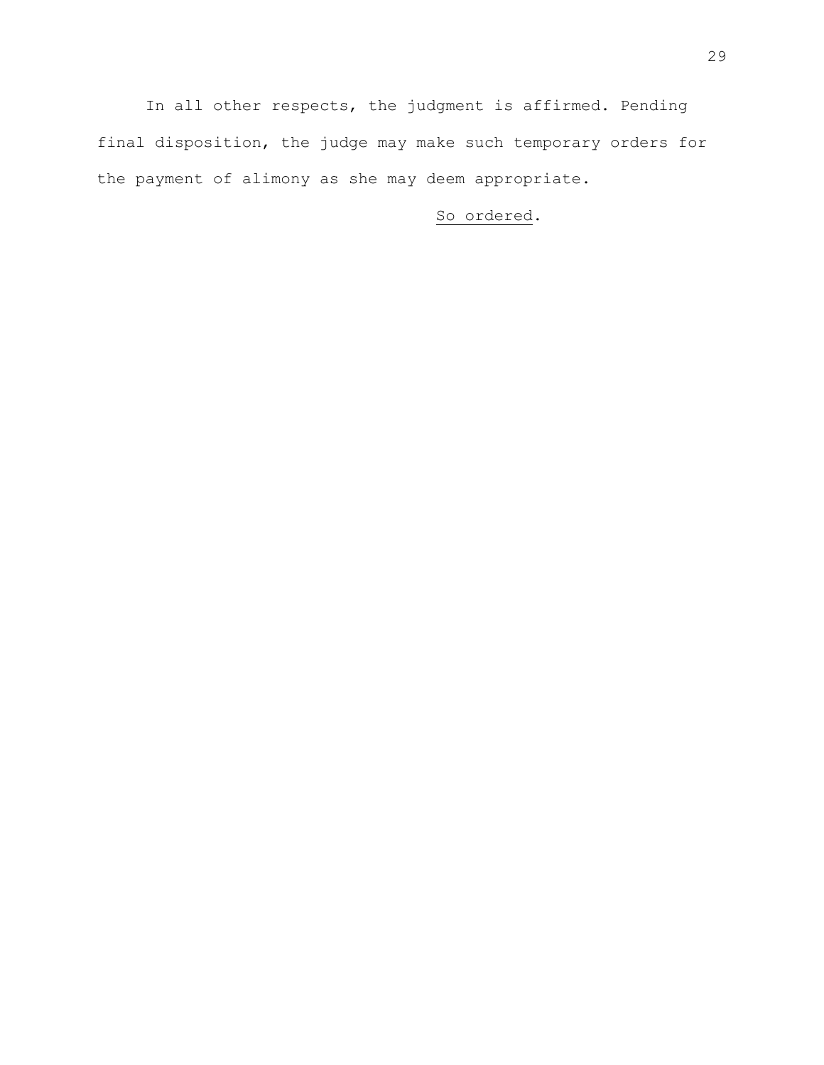In all other respects, the judgment is affirmed. Pending final disposition, the judge may make such temporary orders for the payment of alimony as she may deem appropriate.

So ordered.